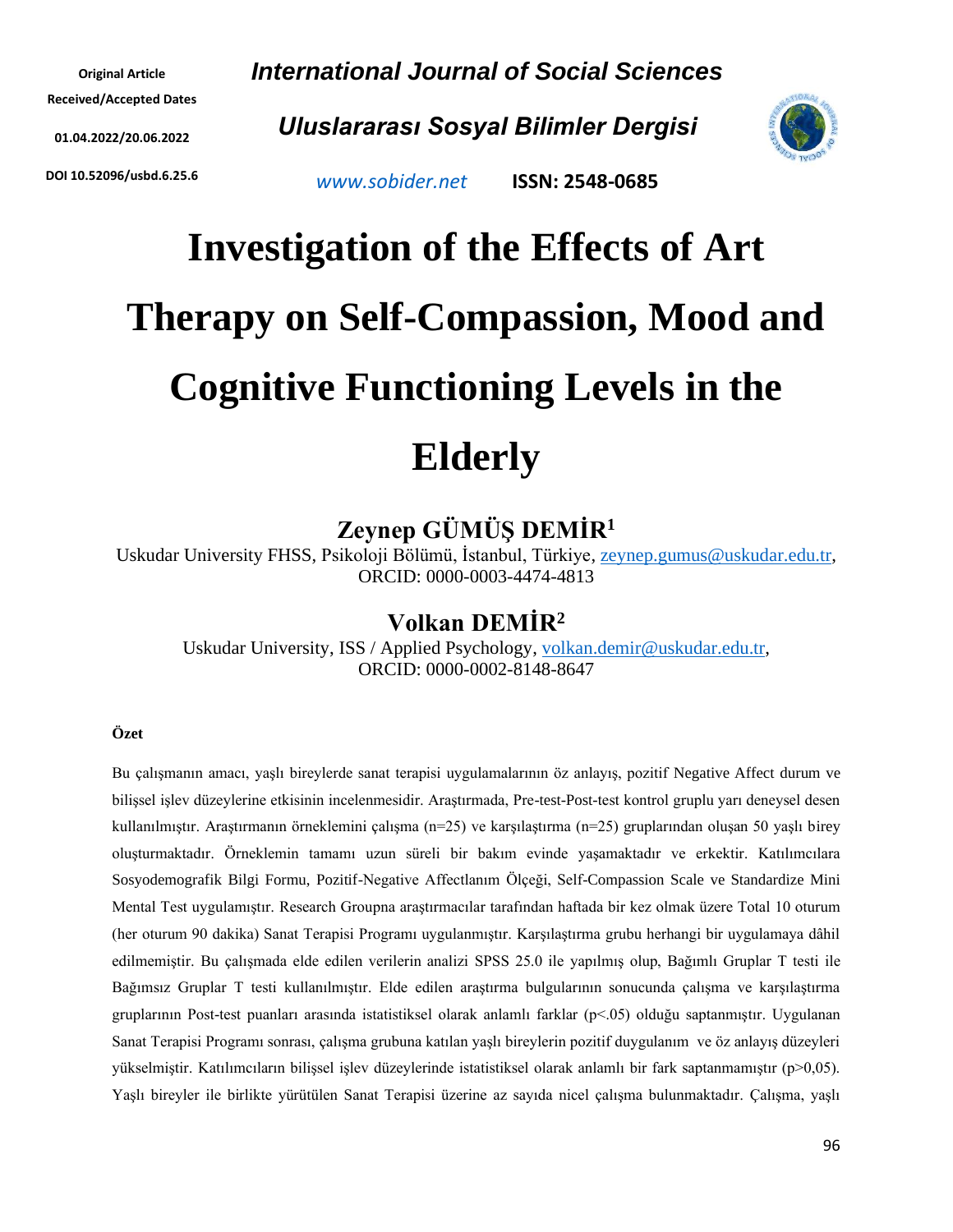Original Article

Received/Accepted Dates

01.04.2022/20.06.2022

DOI 10.52096/usbd.6.25.6

***International Journal of Social Sciences***

***Uluslararası Sosyal Bilimler Dergisi***

www.sobider.net ISSN: 2548-0685

# Investigation of the Effects of Art Therapy on Self-Compassion, Mood and Cognitive Functioning Levels in the Elderly

## Zeynep GÜMÜŞ DEMİR[1]

Uskudar University FHSS, Psikoloji Bölümü, İstanbul, Türkiye, zeynep.gumus@uskudar.edu.tr, ORCID: 0000-0003-4474-4813

## Volkan DEMİR[2]

Uskudar University, ISS / Applied Psychology, volkan.demir@uskudar.edu.tr, ORCID: 0000-0002-8148-8647

**Özet**

Bu çalışmanın amacı, yaşlı bireylerde sanat terapisi uygulamalarının öz anlayış, pozitif Negative Affect durum ve bilişsel işlev düzeylerine etkisinin incelenmesidir. Araştırmada, Pre-test-Post-test kontrol gruplu yarı deneysel desen kullanılmıştır. Araştırmanın örneklemini çalışma (n=25) ve karşılaştırma (n=25) gruplarından oluşan 50 yaşlı birey oluşturmaktadır. Örneklemin tamamı uzun süreli bir bakım evinde yaşamaktadır ve erkektir. Katılımcılara Sosyodemografik Bilgi Formu, Pozitif-Negative Affectlanım Ölçeği, Self-Compassion Scale ve Standardize Mini Mental Test uygulamıştır. Research Groupna araştırmacılar tarafından haftada bir kez olmak üzere Total 10 oturum (her oturum 90 dakika) Sanat Terapisi Programı uygulanmıştır. Karşılaştırma grubu herhangi bir uygulamaya dâhil edilmemiştir. Bu çalışmada elde edilen verilerin analizi SPSS 25.0 ile yapılmış olup, Bağımlı Gruplar T testi ile Bağımsız Gruplar T testi kullanılmıştır. Elde edilen araştırma bulgularının sonucunda çalışma ve karşılaştırma gruplarının Post-test puanları arasında istatistiksel olarak anlamlı farklar ($p<.05$) olduğu saptanmıştır. Uygulanan Sanat Terapisi Programı sonrası, çalışma grubuna katılan yaşlı bireylerin pozitif duygulanım ve öz anlayış düzeyleri yükselmiştir. Katılımcıların bilişsel işlev düzeylerinde istatistiksel olarak anlamlı bir fark saptanmamıştır ($p>0,05$). Yaşlı bireyler ile birlikte yürütülen Sanat Terapisi üzerine az sayıda nicel çalışma bulunmaktadır. Çalışma, yaşlı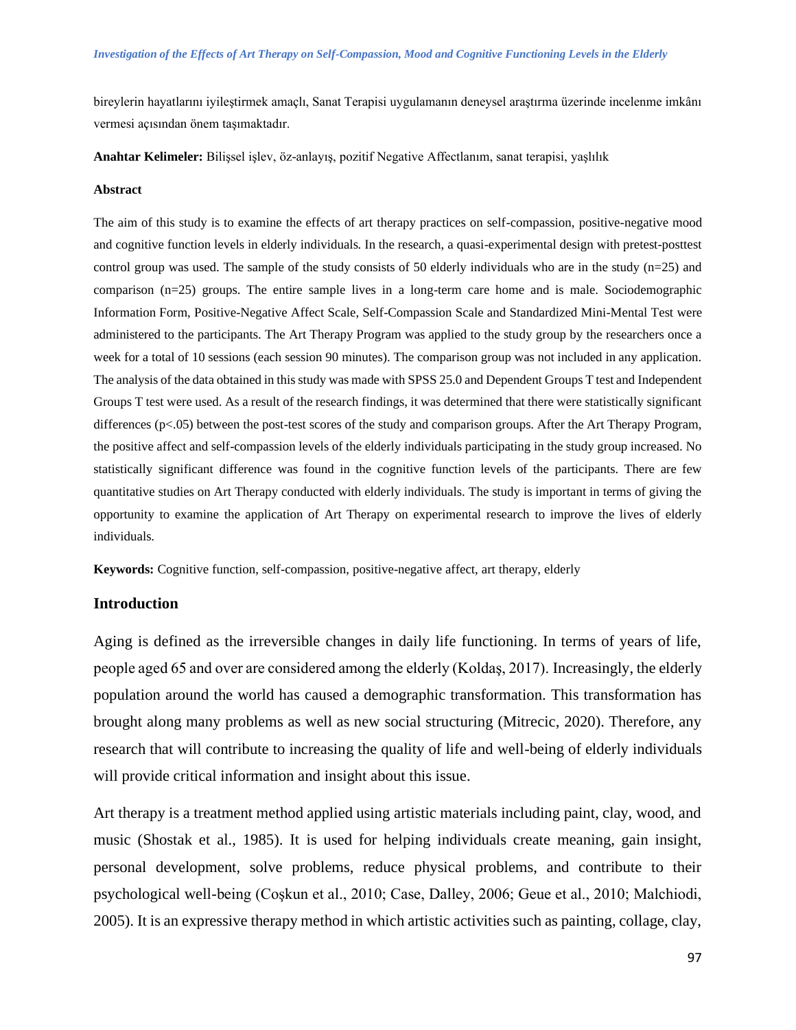bireylerin hayatlarını iyileştirmek amaçlı, Sanat Terapisi uygulamanın deneysel araştırma üzerinde incelenme imkânı vermesi açısından önem taşımaktadır.

**Anahtar Kelimeler:** Bilişsel işlev, öz-anlayış, pozitif Negative Affectlanım, sanat terapisi, yaşlılık

**Abstract**

The aim of this study is to examine the effects of art therapy practices on self-compassion, positive-negative mood and cognitive function levels in elderly individuals. In the research, a quasi-experimental design with pretest-posttest control group was used. The sample of the study consists of 50 elderly individuals who are in the study (n=25) and comparison (n=25) groups. The entire sample lives in a long-term care home and is male. Sociodemographic Information Form, Positive-Negative Affect Scale, Self-Compassion Scale and Standardized Mini-Mental Test were administered to the participants. The Art Therapy Program was applied to the study group by the researchers once a week for a total of 10 sessions (each session 90 minutes). The comparison group was not included in any application. The analysis of the data obtained in this study was made with SPSS 25.0 and Dependent Groups T test and Independent Groups T test were used. As a result of the research findings, it was determined that there were statistically significant differences ($p<.05$) between the post-test scores of the study and comparison groups. After the Art Therapy Program, the positive affect and self-compassion levels of the elderly individuals participating in the study group increased. No statistically significant difference was found in the cognitive function levels of the participants. There are few quantitative studies on Art Therapy conducted with elderly individuals. The study is important in terms of giving the opportunity to examine the application of Art Therapy on experimental research to improve the lives of elderly individuals.

**Keywords:** Cognitive function, self-compassion, positive-negative affect, art therapy, elderly

## Introduction

Aging is defined as the irreversible changes in daily life functioning. In terms of years of life, people aged 65 and over are considered among the elderly (Koldaş, 2017). Increasingly, the elderly population around the world has caused a demographic transformation. This transformation has brought along many problems as well as new social structuring (Mitrecic, 2020). Therefore, any research that will contribute to increasing the quality of life and well-being of elderly individuals will provide critical information and insight about this issue.

Art therapy is a treatment method applied using artistic materials including paint, clay, wood, and music (Shostak et al., 1985). It is used for helping individuals create meaning, gain insight, personal development, solve problems, reduce physical problems, and contribute to their psychological well-being (Coşkun et al., 2010; Case, Dalley, 2006; Geue et al., 2010; Malchiodi, 2005). It is an expressive therapy method in which artistic activities such as painting, collage, clay,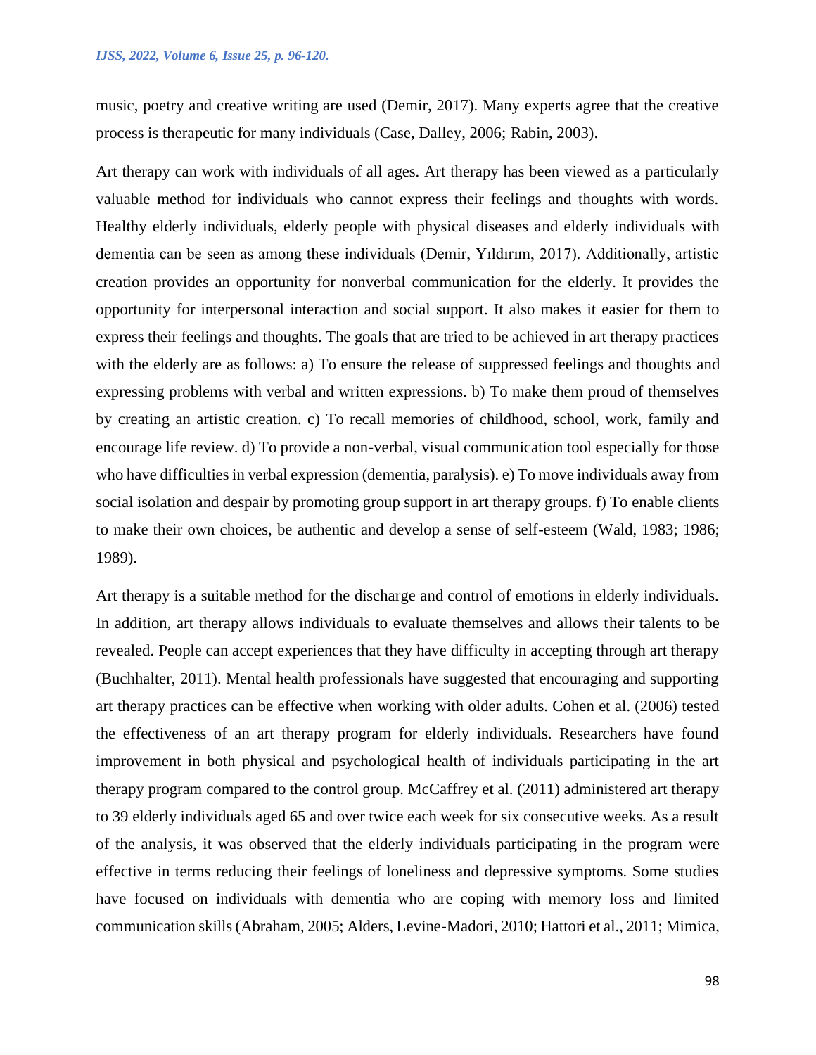music, poetry and creative writing are used (Demir, 2017). Many experts agree that the creative process is therapeutic for many individuals (Case, Dalley, 2006; Rabin, 2003).

Art therapy can work with individuals of all ages. Art therapy has been viewed as a particularly valuable method for individuals who cannot express their feelings and thoughts with words. Healthy elderly individuals, elderly people with physical diseases and elderly individuals with dementia can be seen as among these individuals (Demir, Yıldırım, 2017). Additionally, artistic creation provides an opportunity for nonverbal communication for the elderly. It provides the opportunity for interpersonal interaction and social support. It also makes it easier for them to express their feelings and thoughts. The goals that are tried to be achieved in art therapy practices with the elderly are as follows: a) To ensure the release of suppressed feelings and thoughts and expressing problems with verbal and written expressions. b) To make them proud of themselves by creating an artistic creation. c) To recall memories of childhood, school, work, family and encourage life review. d) To provide a non-verbal, visual communication tool especially for those who have difficulties in verbal expression (dementia, paralysis). e) To move individuals away from social isolation and despair by promoting group support in art therapy groups. f) To enable clients to make their own choices, be authentic and develop a sense of self-esteem (Wald, 1983; 1986; 1989).

Art therapy is a suitable method for the discharge and control of emotions in elderly individuals. In addition, art therapy allows individuals to evaluate themselves and allows their talents to be revealed. People can accept experiences that they have difficulty in accepting through art therapy (Buchhalter, 2011). Mental health professionals have suggested that encouraging and supporting art therapy practices can be effective when working with older adults. Cohen et al. (2006) tested the effectiveness of an art therapy program for elderly individuals. Researchers have found improvement in both physical and psychological health of individuals participating in the art therapy program compared to the control group. McCaffrey et al. (2011) administered art therapy to 39 elderly individuals aged 65 and over twice each week for six consecutive weeks. As a result of the analysis, it was observed that the elderly individuals participating in the program were effective in terms reducing their feelings of loneliness and depressive symptoms. Some studies have focused on individuals with dementia who are coping with memory loss and limited communication skills (Abraham, 2005; Alders, Levine-Madori, 2010; Hattori et al., 2011; Mimica,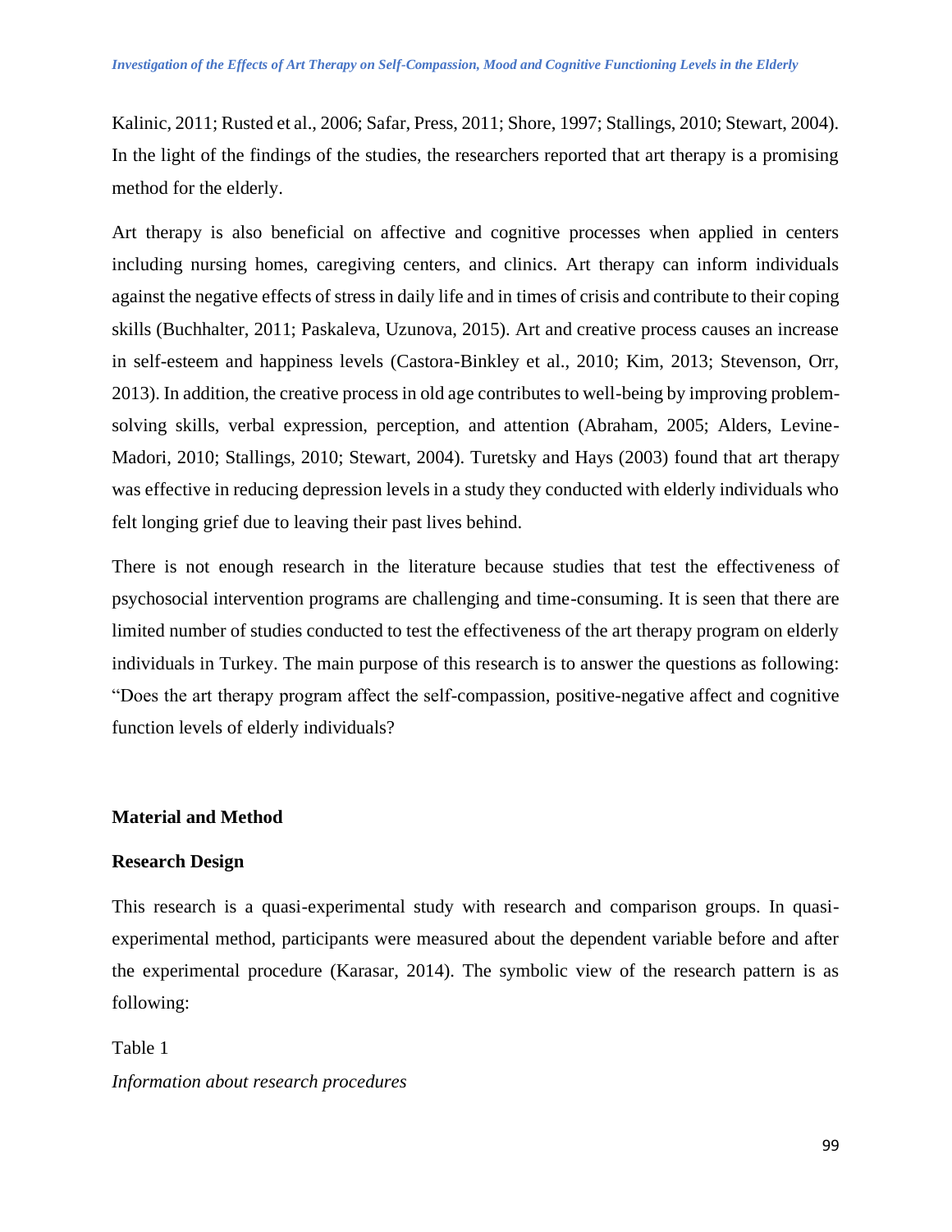Kalinic, 2011; Rusted et al., 2006; Safar, Press, 2011; Shore, 1997; Stallings, 2010; Stewart, 2004). In the light of the findings of the studies, the researchers reported that art therapy is a promising method for the elderly.

Art therapy is also beneficial on affective and cognitive processes when applied in centers including nursing homes, caregiving centers, and clinics. Art therapy can inform individuals against the negative effects of stress in daily life and in times of crisis and contribute to their coping skills (Buchhalter, 2011; Paskaleva, Uzunova, 2015). Art and creative process causes an increase in self-esteem and happiness levels (Castora-Binkley et al., 2010; Kim, 2013; Stevenson, Orr, 2013). In addition, the creative process in old age contributes to well-being by improving problem-solving skills, verbal expression, perception, and attention (Abraham, 2005; Alders, Levine-Madori, 2010; Stallings, 2010; Stewart, 2004). Turetsky and Hays (2003) found that art therapy was effective in reducing depression levels in a study they conducted with elderly individuals who felt longing grief due to leaving their past lives behind.

There is not enough research in the literature because studies that test the effectiveness of psychosocial intervention programs are challenging and time-consuming. It is seen that there are limited number of studies conducted to test the effectiveness of the art therapy program on elderly individuals in Turkey. The main purpose of this research is to answer the questions as following: "Does the art therapy program affect the self-compassion, positive-negative affect and cognitive function levels of elderly individuals?

## Material and Method

### Research Design

This research is a quasi-experimental study with research and comparison groups. In quasi-experimental method, participants were measured about the dependent variable before and after the experimental procedure (Karasar, 2014). The symbolic view of the research pattern is as following:

Table 1

*Information about research procedures*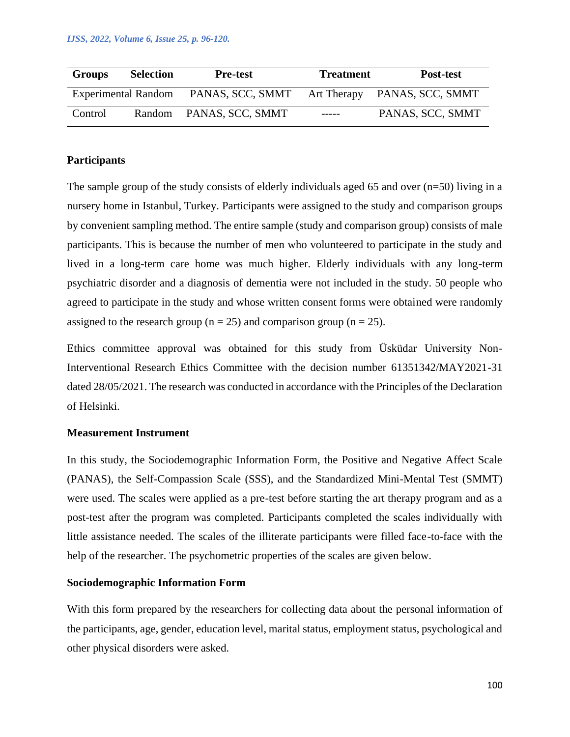| Groups | Selection | Pre-test | Treatment | Post-test |
|---|---|---|---|---|
| Experimental | Random | PANAS, SCC, SMMT | Art Therapy | PANAS, SCC, SMMT |
| Control | Random | PANAS, SCC, SMMT | ----- | PANAS, SCC, SMMT |

**Participants**

The sample group of the study consists of elderly individuals aged 65 and over (n=50) living in a nursery home in Istanbul, Turkey. Participants were assigned to the study and comparison groups by convenient sampling method. The entire sample (study and comparison group) consists of male participants. This is because the number of men who volunteered to participate in the study and lived in a long-term care home was much higher. Elderly individuals with any long-term psychiatric disorder and a diagnosis of dementia were not included in the study. 50 people who agreed to participate in the study and whose written consent forms were obtained were randomly assigned to the research group (n = 25) and comparison group (n = 25).

Ethics committee approval was obtained for this study from Üsküdar University Non-Interventional Research Ethics Committee with the decision number 61351342/MAY2021-31 dated 28/05/2021. The research was conducted in accordance with the Principles of the Declaration of Helsinki.

**Measurement Instrument**

In this study, the Sociodemographic Information Form, the Positive and Negative Affect Scale (PANAS), the Self-Compassion Scale (SSS), and the Standardized Mini-Mental Test (SMMT) were used. The scales were applied as a pre-test before starting the art therapy program and as a post-test after the program was completed. Participants completed the scales individually with little assistance needed. The scales of the illiterate participants were filled face-to-face with the help of the researcher. The psychometric properties of the scales are given below.

**Sociodemographic Information Form**

With this form prepared by the researchers for collecting data about the personal information of the participants, age, gender, education level, marital status, employment status, psychological and other physical disorders were asked.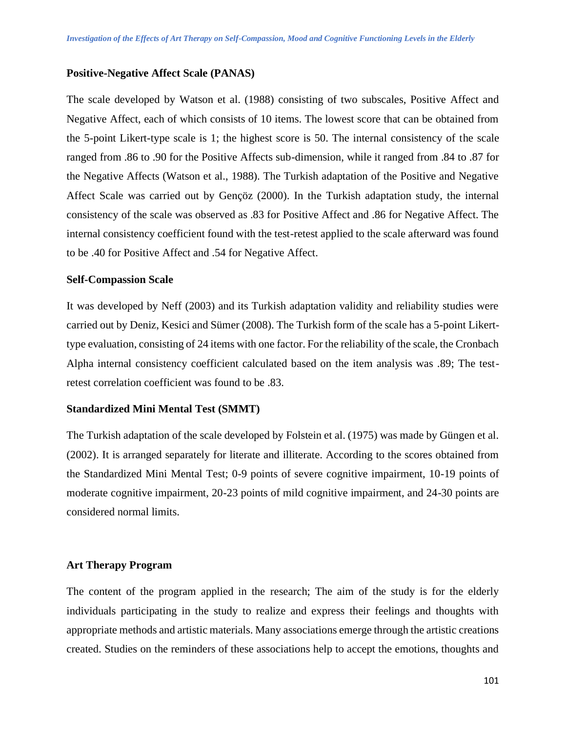### Positive-Negative Affect Scale (PANAS)

The scale developed by Watson et al. (1988) consisting of two subscales, Positive Affect and Negative Affect, each of which consists of 10 items. The lowest score that can be obtained from the 5-point Likert-type scale is 1; the highest score is 50. The internal consistency of the scale ranged from .86 to .90 for the Positive Affects sub-dimension, while it ranged from .84 to .87 for the Negative Affects (Watson et al., 1988). The Turkish adaptation of the Positive and Negative Affect Scale was carried out by Gençöz (2000). In the Turkish adaptation study, the internal consistency of the scale was observed as .83 for Positive Affect and .86 for Negative Affect. The internal consistency coefficient found with the test-retest applied to the scale afterward was found to be .40 for Positive Affect and .54 for Negative Affect.

### Self-Compassion Scale

It was developed by Neff (2003) and its Turkish adaptation validity and reliability studies were carried out by Deniz, Kesici and Sümer (2008). The Turkish form of the scale has a 5-point Likert-type evaluation, consisting of 24 items with one factor. For the reliability of the scale, the Cronbach Alpha internal consistency coefficient calculated based on the item analysis was .89; The test-retest correlation coefficient was found to be .83.

### Standardized Mini Mental Test (SMMT)

The Turkish adaptation of the scale developed by Folstein et al. (1975) was made by Güngen et al. (2002). It is arranged separately for literate and illiterate. According to the scores obtained from the Standardized Mini Mental Test; 0-9 points of severe cognitive impairment, 10-19 points of moderate cognitive impairment, 20-23 points of mild cognitive impairment, and 24-30 points are considered normal limits.

### Art Therapy Program

The content of the program applied in the research; The aim of the study is for the elderly individuals participating in the study to realize and express their feelings and thoughts with appropriate methods and artistic materials. Many associations emerge through the artistic creations created. Studies on the reminders of these associations help to accept the emotions, thoughts and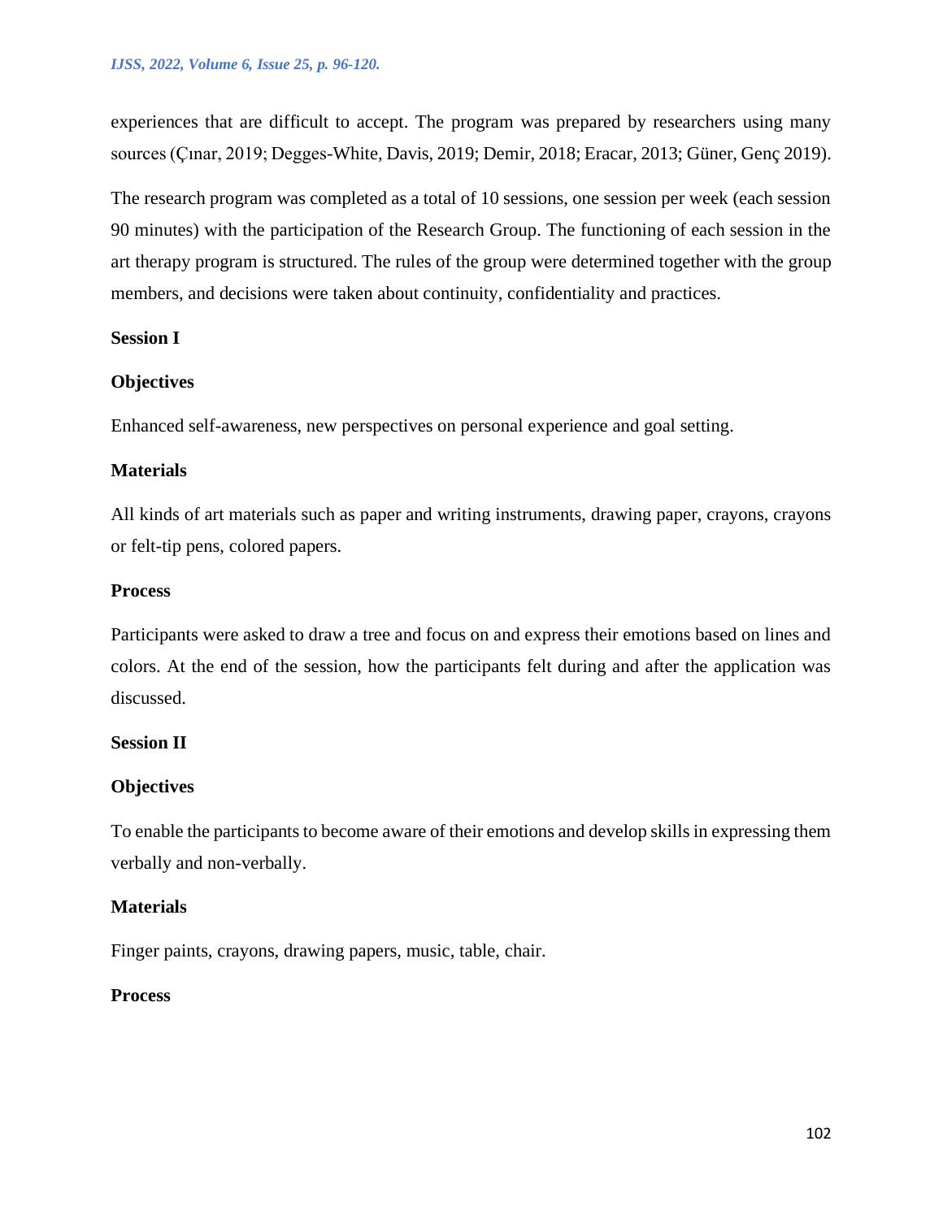experiences that are difficult to accept. The program was prepared by researchers using many sources (Çınar, 2019; Degges-White, Davis, 2019; Demir, 2018; Eracar, 2013; Güner, Genç 2019).

The research program was completed as a total of 10 sessions, one session per week (each session 90 minutes) with the participation of the Research Group. The functioning of each session in the art therapy program is structured. The rules of the group were determined together with the group members, and decisions were taken about continuity, confidentiality and practices.

**Session I**

**Objectives**

Enhanced self-awareness, new perspectives on personal experience and goal setting.

**Materials**

All kinds of art materials such as paper and writing instruments, drawing paper, crayons, crayons or felt-tip pens, colored papers.

**Process**

Participants were asked to draw a tree and focus on and express their emotions based on lines and colors. At the end of the session, how the participants felt during and after the application was discussed.

**Session II**

**Objectives**

To enable the participants to become aware of their emotions and develop skills in expressing them verbally and non-verbally.

**Materials**

Finger paints, crayons, drawing papers, music, table, chair.

**Process**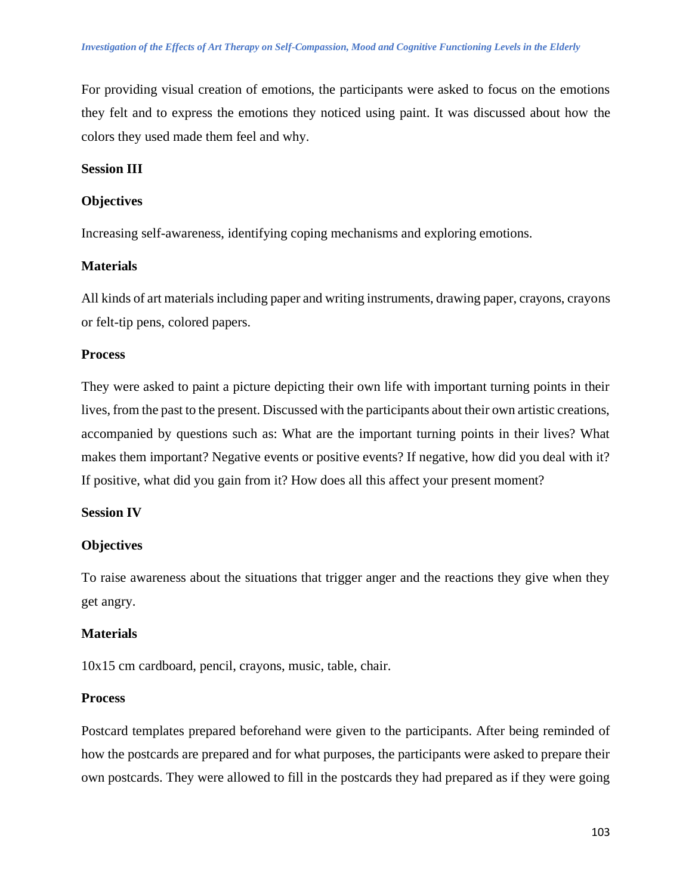For providing visual creation of emotions, the participants were asked to focus on the emotions they felt and to express the emotions they noticed using paint. It was discussed about how the colors they used made them feel and why.

**Session III**

**Objectives**

Increasing self-awareness, identifying coping mechanisms and exploring emotions.

**Materials**

All kinds of art materials including paper and writing instruments, drawing paper, crayons, crayons or felt-tip pens, colored papers.

**Process**

They were asked to paint a picture depicting their own life with important turning points in their lives, from the past to the present. Discussed with the participants about their own artistic creations, accompanied by questions such as: What are the important turning points in their lives? What makes them important? Negative events or positive events? If negative, how did you deal with it? If positive, what did you gain from it? How does all this affect your present moment?

**Session IV**

**Objectives**

To raise awareness about the situations that trigger anger and the reactions they give when they get angry.

**Materials**

10x15 cm cardboard, pencil, crayons, music, table, chair.

**Process**

Postcard templates prepared beforehand were given to the participants. After being reminded of how the postcards are prepared and for what purposes, the participants were asked to prepare their own postcards. They were allowed to fill in the postcards they had prepared as if they were going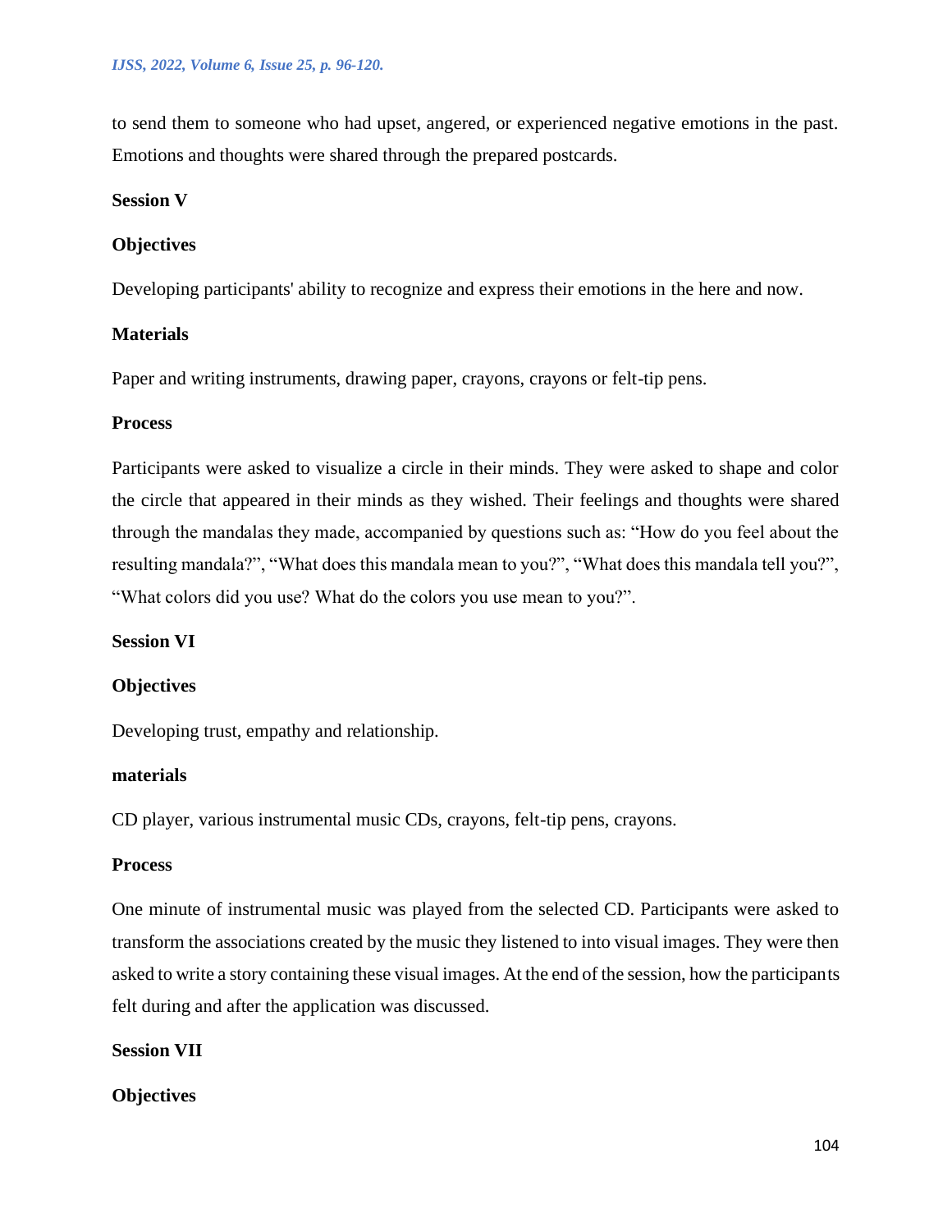to send them to someone who had upset, angered, or experienced negative emotions in the past. Emotions and thoughts were shared through the prepared postcards.

**Session V**

**Objectives**

Developing participants' ability to recognize and express their emotions in the here and now.

**Materials**

Paper and writing instruments, drawing paper, crayons, crayons or felt-tip pens.

**Process**

Participants were asked to visualize a circle in their minds. They were asked to shape and color the circle that appeared in their minds as they wished. Their feelings and thoughts were shared through the mandalas they made, accompanied by questions such as: "How do you feel about the resulting mandala?", "What does this mandala mean to you?", "What does this mandala tell you?", "What colors did you use? What do the colors you use mean to you?".

**Session VI**

**Objectives**

Developing trust, empathy and relationship.

**materials**

CD player, various instrumental music CDs, crayons, felt-tip pens, crayons.

**Process**

One minute of instrumental music was played from the selected CD. Participants were asked to transform the associations created by the music they listened to into visual images. They were then asked to write a story containing these visual images. At the end of the session, how the participants felt during and after the application was discussed.

**Session VII**

**Objectives**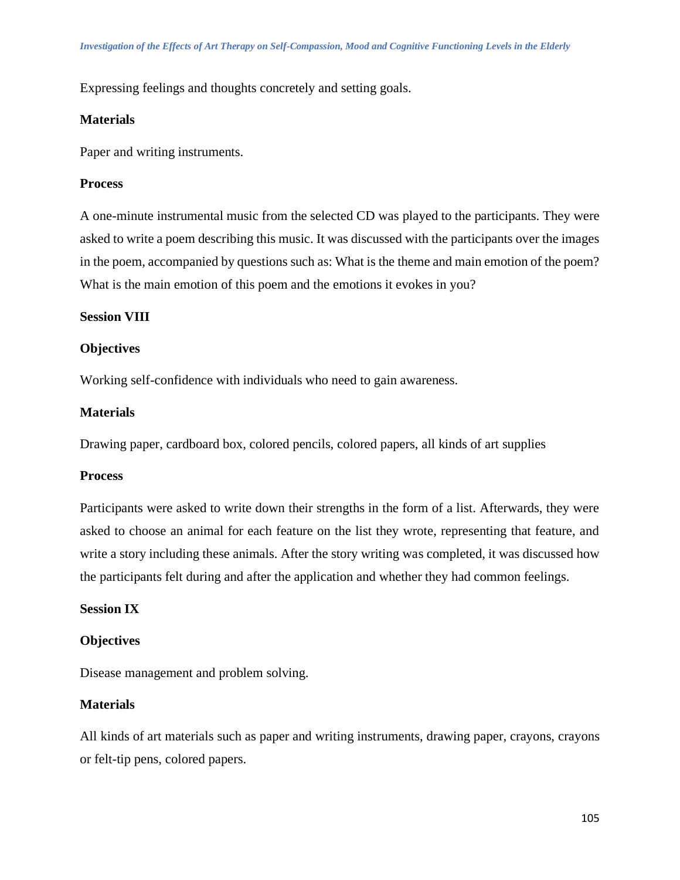Expressing feelings and thoughts concretely and setting goals.

**Materials**

Paper and writing instruments.

**Process**

A one-minute instrumental music from the selected CD was played to the participants. They were asked to write a poem describing this music. It was discussed with the participants over the images in the poem, accompanied by questions such as: What is the theme and main emotion of the poem? What is the main emotion of this poem and the emotions it evokes in you?

**Session VIII**

**Objectives**

Working self-confidence with individuals who need to gain awareness.

**Materials**

Drawing paper, cardboard box, colored pencils, colored papers, all kinds of art supplies

**Process**

Participants were asked to write down their strengths in the form of a list. Afterwards, they were asked to choose an animal for each feature on the list they wrote, representing that feature, and write a story including these animals. After the story writing was completed, it was discussed how the participants felt during and after the application and whether they had common feelings.

**Session IX**

**Objectives**

Disease management and problem solving.

**Materials**

All kinds of art materials such as paper and writing instruments, drawing paper, crayons, crayons or felt-tip pens, colored papers.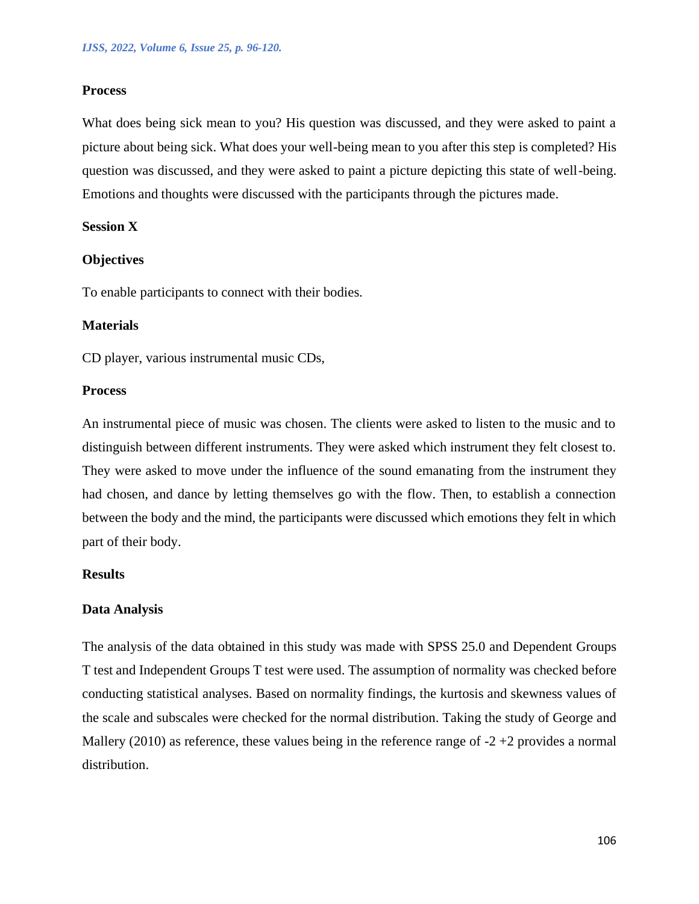**Process**

What does being sick mean to you? His question was discussed, and they were asked to paint a picture about being sick. What does your well-being mean to you after this step is completed? His question was discussed, and they were asked to paint a picture depicting this state of well-being. Emotions and thoughts were discussed with the participants through the pictures made.

**Session X**

**Objectives**

To enable participants to connect with their bodies.

**Materials**

CD player, various instrumental music CDs,

**Process**

An instrumental piece of music was chosen. The clients were asked to listen to the music and to distinguish between different instruments. They were asked which instrument they felt closest to. They were asked to move under the influence of the sound emanating from the instrument they had chosen, and dance by letting themselves go with the flow. Then, to establish a connection between the body and the mind, the participants were discussed which emotions they felt in which part of their body.

## Results

### Data Analysis

The analysis of the data obtained in this study was made with SPSS 25.0 and Dependent Groups T test and Independent Groups T test were used. The assumption of normality was checked before conducting statistical analyses. Based on normality findings, the kurtosis and skewness values of the scale and subscales were checked for the normal distribution. Taking the study of George and Mallery (2010) as reference, these values being in the reference range of -2 +2 provides a normal distribution.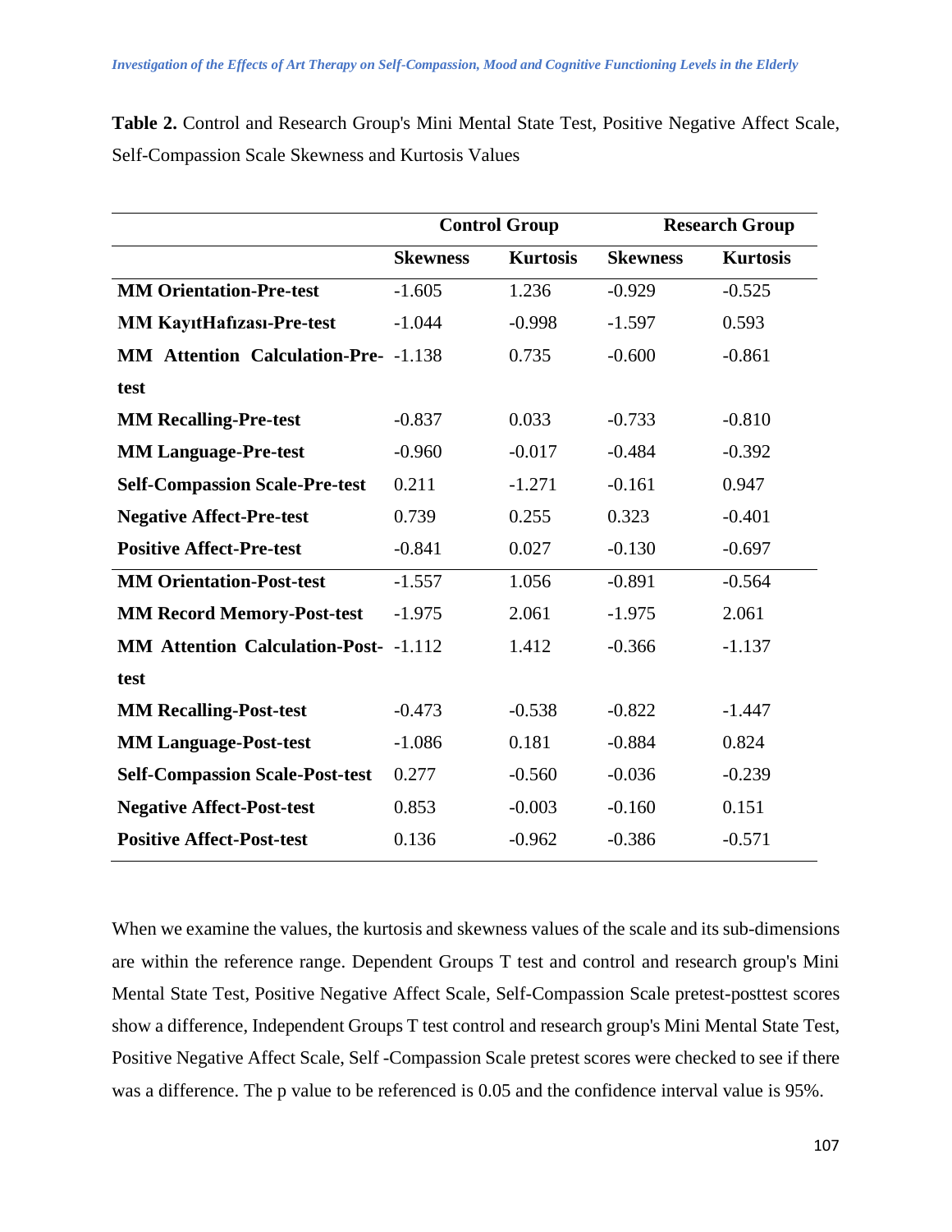**Table 2.** Control and Research Group's Mini Mental State Test, Positive Negative Affect Scale, Self-Compassion Scale Skewness and Kurtosis Values

| | Control Group | | Research Group | |
|---|---|---|---|---|
| | **Skewness** | **Kurtosis** | **Skewness** | **Kurtosis** |
| **MM Orientation-Pre-test** | -1.605 | 1.236 | -0.929 | -0.525 |
| **MM KayıtHafızası-Pre-test** | -1.044 | -0.998 | -1.597 | 0.593 |
| **MM Attention Calculation-Pre-test** | -1.138 | 0.735 | -0.600 | -0.861 |
| **MM Recalling-Pre-test** | -0.837 | 0.033 | -0.733 | -0.810 |
| **MM Language-Pre-test** | -0.960 | -0.017 | -0.484 | -0.392 |
| **Self-Compassion Scale-Pre-test** | 0.211 | -1.271 | -0.161 | 0.947 |
| **Negative Affect-Pre-test** | 0.739 | 0.255 | 0.323 | -0.401 |
| **Positive Affect-Pre-test** | -0.841 | 0.027 | -0.130 | -0.697 |
| **MM Orientation-Post-test** | -1.557 | 1.056 | -0.891 | -0.564 |
| **MM Record Memory-Post-test** | -1.975 | 2.061 | -1.975 | 2.061 |
| **MM Attention Calculation-Post-test** | -1.112 | 1.412 | -0.366 | -1.137 |
| **MM Recalling-Post-test** | -0.473 | -0.538 | -0.822 | -1.447 |
| **MM Language-Post-test** | -1.086 | 0.181 | -0.884 | 0.824 |
| **Self-Compassion Scale-Post-test** | 0.277 | -0.560 | -0.036 | -0.239 |
| **Negative Affect-Post-test** | 0.853 | -0.003 | -0.160 | 0.151 |
| **Positive Affect-Post-test** | 0.136 | -0.962 | -0.386 | -0.571 |

When we examine the values, the kurtosis and skewness values of the scale and its sub-dimensions are within the reference range. Dependent Groups T test and control and research group's Mini Mental State Test, Positive Negative Affect Scale, Self-Compassion Scale pretest-posttest scores show a difference, Independent Groups T test control and research group's Mini Mental State Test, Positive Negative Affect Scale, Self -Compassion Scale pretest scores were checked to see if there was a difference. The p value to be referenced is 0.05 and the confidence interval value is 95%.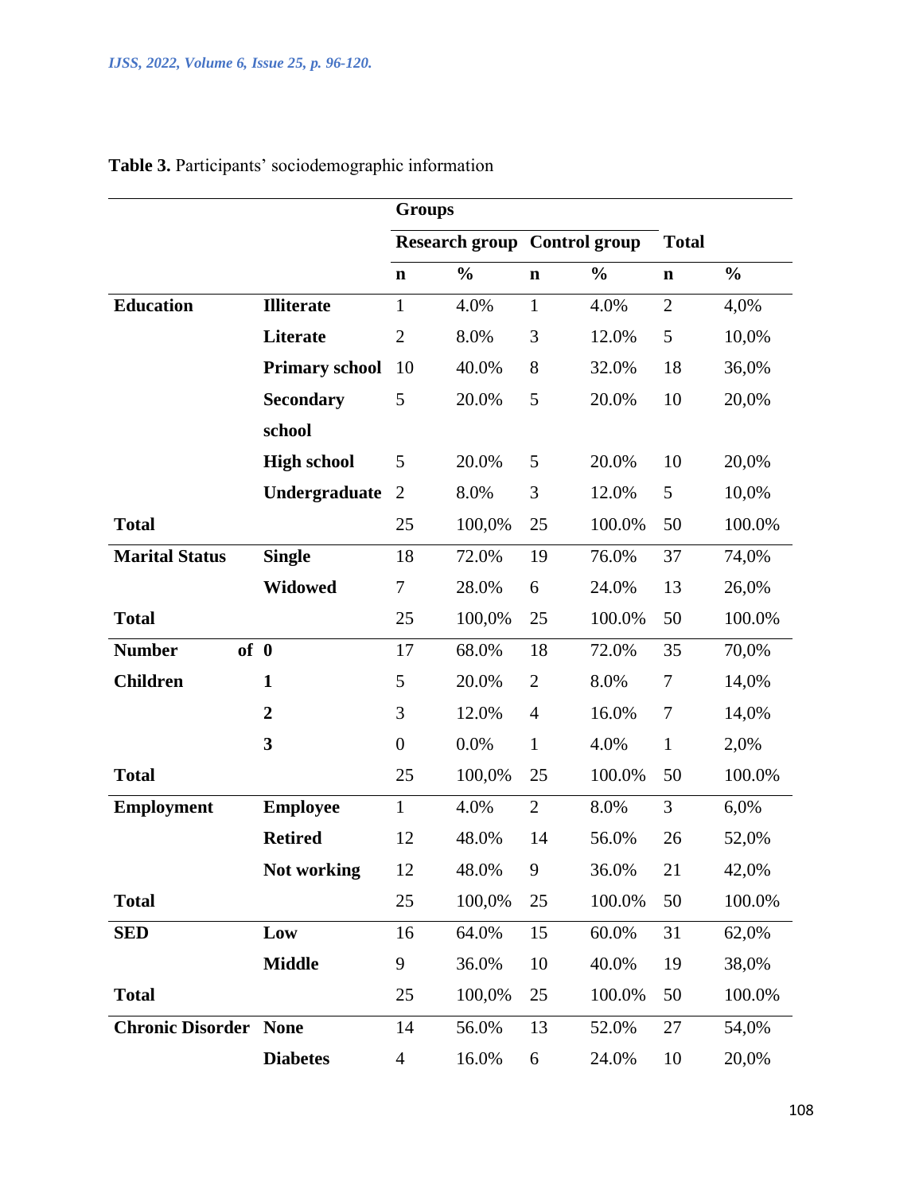**Table 3.** Participants' sociodemographic information

| | | Groups | | | | | |
|---|---|---|---|---|---|---|---|
| | | Research group | | Control group | | Total | |
| | | n | % | n | % | n | % |
| **Education** | **Illiterate** | 1 | 4.0% | 1 | 4.0% | 2 | 4,0% |
| | **Literate** | 2 | 8.0% | 3 | 12.0% | 5 | 10,0% |
| | **Primary school** | 10 | 40.0% | 8 | 32.0% | 18 | 36,0% |
| | **Secondary school** | 5 | 20.0% | 5 | 20.0% | 10 | 20,0% |
| | **High school** | 5 | 20.0% | 5 | 20.0% | 10 | 20,0% |
| | **Undergraduate** | 2 | 8.0% | 3 | 12.0% | 5 | 10,0% |
| **Total** | | 25 | 100,0% | 25 | 100.0% | 50 | 100.0% |
| **Marital Status** | **Single** | 18 | 72.0% | 19 | 76.0% | 37 | 74,0% |
| | **Widowed** | 7 | 28.0% | 6 | 24.0% | 13 | 26,0% |
| **Total** | | 25 | 100,0% | 25 | 100.0% | 50 | 100.0% |
| **Number of Children** | **0** | 17 | 68.0% | 18 | 72.0% | 35 | 70,0% |
| | **1** | 5 | 20.0% | 2 | 8.0% | 7 | 14,0% |
| | **2** | 3 | 12.0% | 4 | 16.0% | 7 | 14,0% |
| | **3** | 0 | 0.0% | 1 | 4.0% | 1 | 2,0% |
| **Total** | | 25 | 100,0% | 25 | 100.0% | 50 | 100.0% |
| **Employment** | **Employee** | 1 | 4.0% | 2 | 8.0% | 3 | 6,0% |
| | **Retired** | 12 | 48.0% | 14 | 56.0% | 26 | 52,0% |
| | **Not working** | 12 | 48.0% | 9 | 36.0% | 21 | 42,0% |
| **Total** | | 25 | 100,0% | 25 | 100.0% | 50 | 100.0% |
| **SED** | **Low** | 16 | 64.0% | 15 | 60.0% | 31 | 62,0% |
| | **Middle** | 9 | 36.0% | 10 | 40.0% | 19 | 38,0% |
| **Total** | | 25 | 100,0% | 25 | 100.0% | 50 | 100.0% |
| **Chronic Disorder** | **None** | 14 | 56.0% | 13 | 52.0% | 27 | 54,0% |
| | **Diabetes** | 4 | 16.0% | 6 | 24.0% | 10 | 20,0% |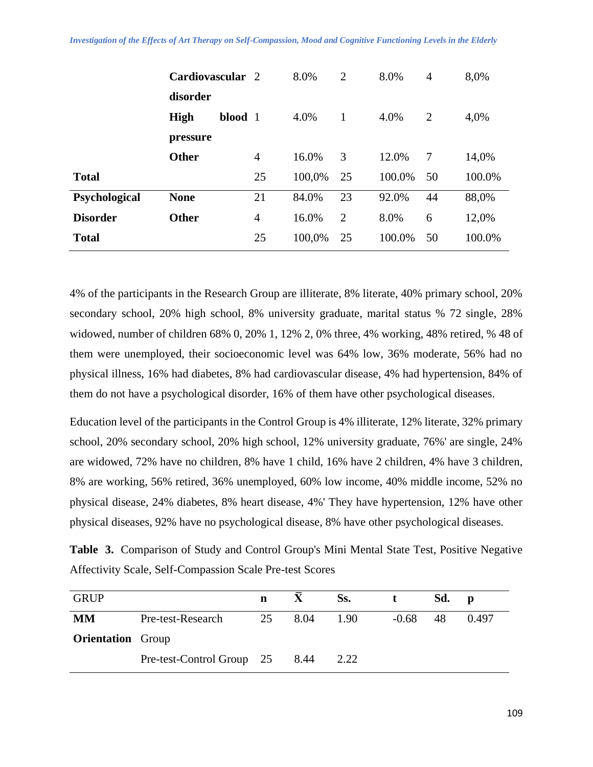| | | | | | | | |
|---|---|---|---|---|---|---|---|
| | **Cardiovascular disorder** | 2 | 8.0% | 2 | 8.0% | 4 | 8,0% |
| | **High blood pressure** | 1 | 4.0% | 1 | 4.0% | 2 | 4,0% |
| | **Other** | 4 | 16.0% | 3 | 12.0% | 7 | 14,0% |
| **Total** | | 25 | 100,0% | 25 | 100.0% | 50 | 100.0% |
| **Psychological Disorder** | **None** | 21 | 84.0% | 23 | 92.0% | 44 | 88,0% |
| | **Other** | 4 | 16.0% | 2 | 8.0% | 6 | 12,0% |
| **Total** | | 25 | 100,0% | 25 | 100.0% | 50 | 100.0% |

4% of the participants in the Research Group are illiterate, 8% literate, 40% primary school, 20% secondary school, 20% high school, 8% university graduate, marital status % 72 single, 28% widowed, number of children 68% 0, 20% 1, 12% 2, 0% three, 4% working, 48% retired, % 48 of them were unemployed, their socioeconomic level was 64% low, 36% moderate, 56% had no physical illness, 16% had diabetes, 8% had cardiovascular disease, 4% had hypertension, 84% of them do not have a psychological disorder, 16% of them have other psychological diseases.

Education level of the participants in the Control Group is 4% illiterate, 12% literate, 32% primary school, 20% secondary school, 20% high school, 12% university graduate, 76%' are single, 24% are widowed, 72% have no children, 8% have 1 child, 16% have 2 children, 4% have 3 children, 8% are working, 56% retired, 36% unemployed, 60% low income, 40% middle income, 52% no physical disease, 24% diabetes, 8% heart disease, 4%' They have hypertension, 12% have other physical diseases, 92% have no psychological disease, 8% have other psychological diseases.

**Table 3.** Comparison of Study and Control Group's Mini Mental State Test, Positive Negative Affectivity Scale, Self-Compassion Scale Pre-test Scores

| GRUP | | n | $\bar{X}$ | Ss. | t | Sd. | p |
|---|---|---|---|---|---|---|---|
| **MM Orientation** | Pre-test-Research Group | 25 | 8.04 | 1.90 | -0.68 | 48 | 0.497 |
| | Pre-test-Control Group | 25 | 8.44 | 2.22 | | | |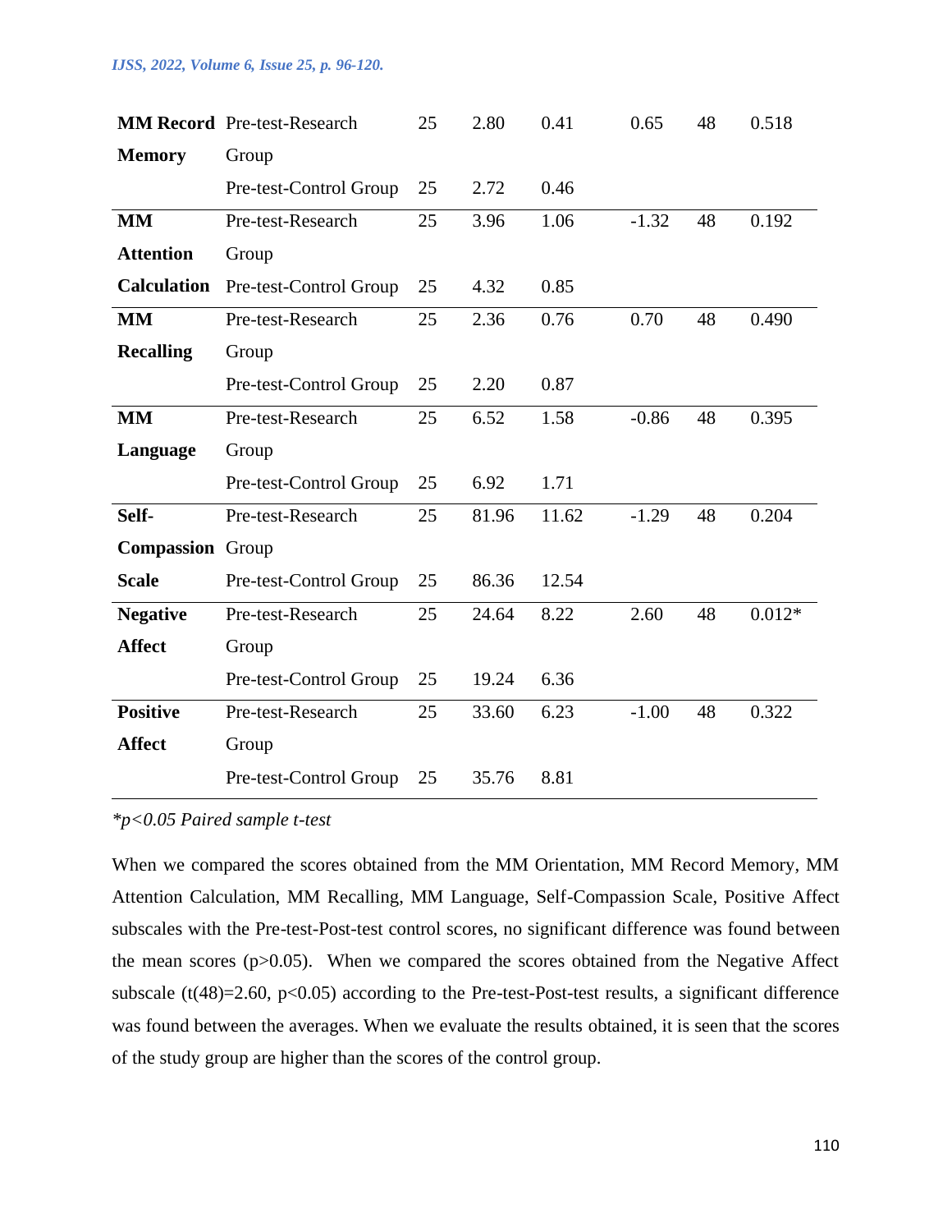| | | | | | | | |
|---|---|---|---|---|---|---|---|
| **MM Record Memory** | Pre-test-Research Group | 25 | 2.80 | 0.41 | 0.65 | 48 | 0.518 |
| | Pre-test-Control Group | 25 | 2.72 | 0.46 | | | |
| **MM Attention Calculation** | Pre-test-Research Group | 25 | 3.96 | 1.06 | -1.32 | 48 | 0.192 |
| | Pre-test-Control Group | 25 | 4.32 | 0.85 | | | |
| **MM Recalling** | Pre-test-Research Group | 25 | 2.36 | 0.76 | 0.70 | 48 | 0.490 |
| | Pre-test-Control Group | 25 | 2.20 | 0.87 | | | |
| **MM Language** | Pre-test-Research Group | 25 | 6.52 | 1.58 | -0.86 | 48 | 0.395 |
| | Pre-test-Control Group | 25 | 6.92 | 1.71 | | | |
| **Self-Compassion Scale** | Pre-test-Research Group | 25 | 81.96 | 11.62 | -1.29 | 48 | 0.204 |
| | Pre-test-Control Group | 25 | 86.36 | 12.54 | | | |
| **Negative Affect** | Pre-test-Research Group | 25 | 24.64 | 8.22 | 2.60 | 48 | 0.012* |
| | Pre-test-Control Group | 25 | 19.24 | 6.36 | | | |
| **Positive Affect** | Pre-test-Research Group | 25 | 33.60 | 6.23 | -1.00 | 48 | 0.322 |
| | Pre-test-Control Group | 25 | 35.76 | 8.81 | | | |

*$*p<0.05$ Paired sample t-test*

When we compared the scores obtained from the MM Orientation, MM Record Memory, MM Attention Calculation, MM Recalling, MM Language, Self-Compassion Scale, Positive Affect subscales with the Pre-test-Post-test control scores, no significant difference was found between the mean scores ($p>0.05$). When we compared the scores obtained from the Negative Affect subscale ($t(48)=2.60$, $p<0.05$) according to the Pre-test-Post-test results, a significant difference was found between the averages. When we evaluate the results obtained, it is seen that the scores of the study group are higher than the scores of the control group.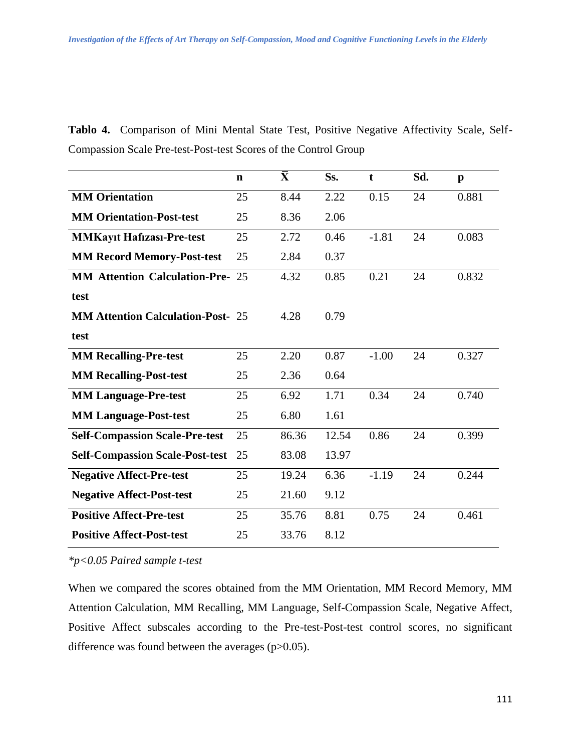**Tablo 4.** Comparison of Mini Mental State Test, Positive Negative Affectivity Scale, Self-Compassion Scale Pre-test-Post-test Scores of the Control Group

| | n | $\bar{X}$ | Ss. | t | Sd. | p |
|---|---|---|---|---|---|---|
| **MM Orientation** | 25 | 8.44 | 2.22 | 0.15 | 24 | 0.881 |
| **MM Orientation-Post-test** | 25 | 8.36 | 2.06 | | | |
| **MMKayıt Hafızası-Pre-test** | 25 | 2.72 | 0.46 | -1.81 | 24 | 0.083 |
| **MM Record Memory-Post-test** | 25 | 2.84 | 0.37 | | | |
| **MM Attention Calculation-Pre-test** | 25 | 4.32 | 0.85 | 0.21 | 24 | 0.832 |
| **MM Attention Calculation-Post-test** | 25 | 4.28 | 0.79 | | | |
| **MM Recalling-Pre-test** | 25 | 2.20 | 0.87 | -1.00 | 24 | 0.327 |
| **MM Recalling-Post-test** | 25 | 2.36 | 0.64 | | | |
| **MM Language-Pre-test** | 25 | 6.92 | 1.71 | 0.34 | 24 | 0.740 |
| **MM Language-Post-test** | 25 | 6.80 | 1.61 | | | |
| **Self-Compassion Scale-Pre-test** | 25 | 86.36 | 12.54 | 0.86 | 24 | 0.399 |
| **Self-Compassion Scale-Post-test** | 25 | 83.08 | 13.97 | | | |
| **Negative Affect-Pre-test** | 25 | 19.24 | 6.36 | -1.19 | 24 | 0.244 |
| **Negative Affect-Post-test** | 25 | 21.60 | 9.12 | | | |
| **Positive Affect-Pre-test** | 25 | 35.76 | 8.81 | 0.75 | 24 | 0.461 |
| **Positive Affect-Post-test** | 25 | 33.76 | 8.12 | | | |

*$^*p<0.05$ Paired sample t-test*

When we compared the scores obtained from the MM Orientation, MM Record Memory, MM Attention Calculation, MM Recalling, MM Language, Self-Compassion Scale, Negative Affect, Positive Affect subscales according to the Pre-test-Post-test control scores, no significant difference was found between the averages ($p>0.05$).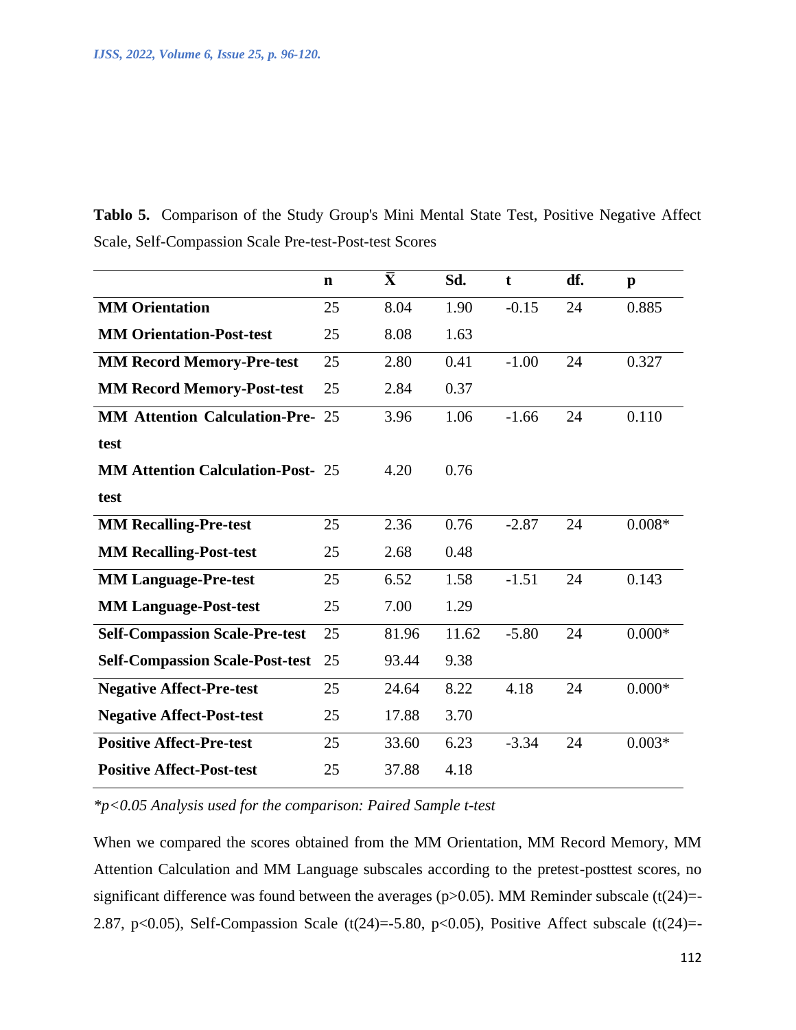**Tablo 5.** Comparison of the Study Group's Mini Mental State Test, Positive Negative Affect Scale, Self-Compassion Scale Pre-test-Post-test Scores

| | n | $\bar{X}$ | Sd. | t | df. | p |
|---|---|---|---|---|---|---|
| **MM Orientation** | 25 | 8.04 | 1.90 | -0.15 | 24 | 0.885 |
| **MM Orientation-Post-test** | 25 | 8.08 | 1.63 | | | |
| **MM Record Memory-Pre-test** | 25 | 2.80 | 0.41 | -1.00 | 24 | 0.327 |
| **MM Record Memory-Post-test** | 25 | 2.84 | 0.37 | | | |
| **MM Attention Calculation-Pre-test** | 25 | 3.96 | 1.06 | -1.66 | 24 | 0.110 |
| **MM Attention Calculation-Post-test** | 25 | 4.20 | 0.76 | | | |
| **MM Recalling-Pre-test** | 25 | 2.36 | 0.76 | -2.87 | 24 | 0.008* |
| **MM Recalling-Post-test** | 25 | 2.68 | 0.48 | | | |
| **MM Language-Pre-test** | 25 | 6.52 | 1.58 | -1.51 | 24 | 0.143 |
| **MM Language-Post-test** | 25 | 7.00 | 1.29 | | | |
| **Self-Compassion Scale-Pre-test** | 25 | 81.96 | 11.62 | -5.80 | 24 | 0.000* |
| **Self-Compassion Scale-Post-test** | 25 | 93.44 | 9.38 | | | |
| **Negative Affect-Pre-test** | 25 | 24.64 | 8.22 | 4.18 | 24 | 0.000* |
| **Negative Affect-Post-test** | 25 | 17.88 | 3.70 | | | |
| **Positive Affect-Pre-test** | 25 | 33.60 | 6.23 | -3.34 | 24 | 0.003* |
| **Positive Affect-Post-test** | 25 | 37.88 | 4.18 | | | |

*\*p<0.05 Analysis used for the comparison: Paired Sample t-test*

When we compared the scores obtained from the MM Orientation, MM Record Memory, MM Attention Calculation and MM Language subscales according to the pretest-posttest scores, no significant difference was found between the averages ($p>0.05$). MM Reminder subscale ($t(24)=-2.87$, $p<0.05$), Self-Compassion Scale ($t(24)=-5.80$, $p<0.05$), Positive Affect subscale (t(24)=-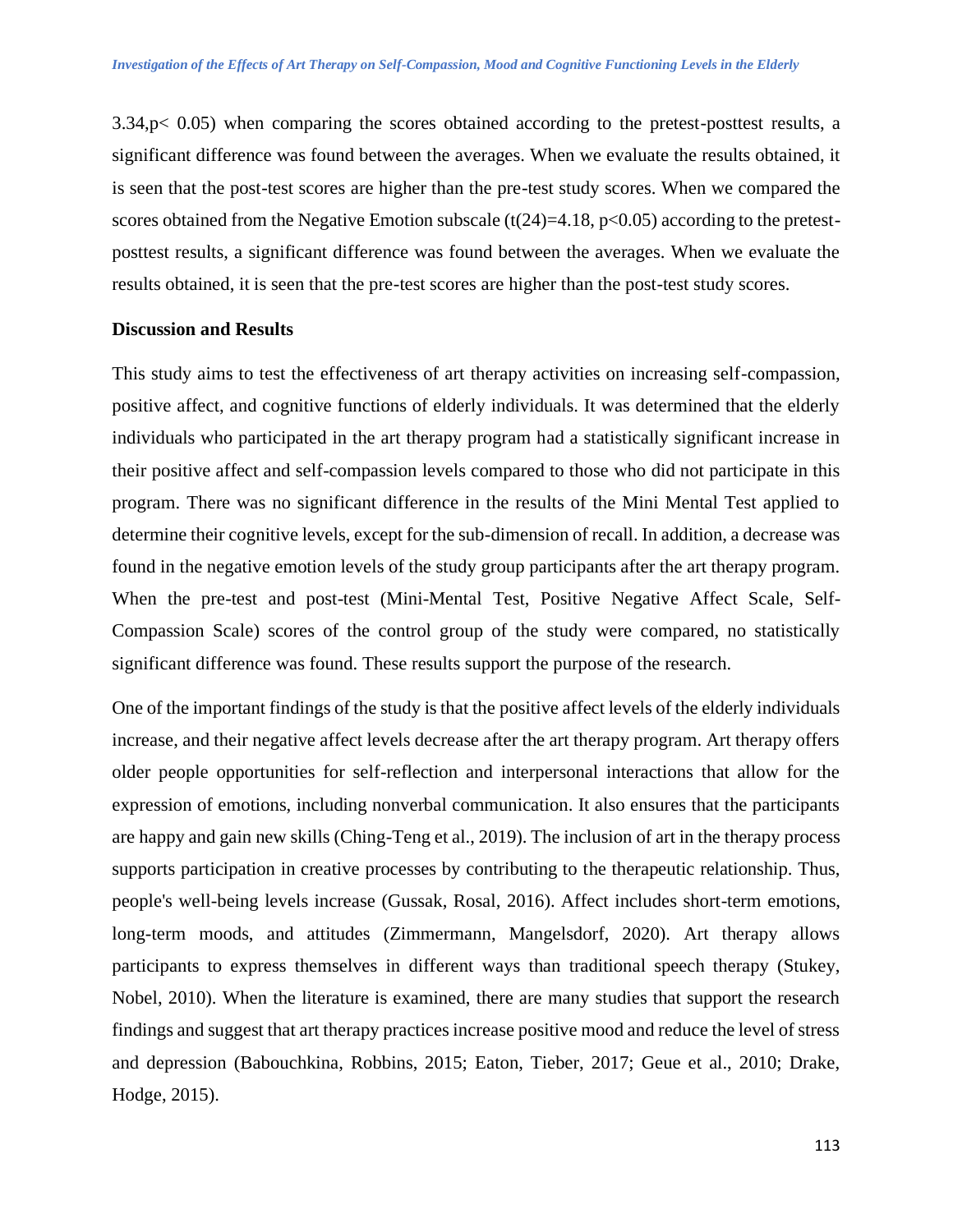3.34,$p < 0.05$) when comparing the scores obtained according to the pretest-posttest results, a significant difference was found between the averages. When we evaluate the results obtained, it is seen that the post-test scores are higher than the pre-test study scores. When we compared the scores obtained from the Negative Emotion subscale ($t(24)=4.18$, $p<0.05$) according to the pretest-posttest results, a significant difference was found between the averages. When we evaluate the results obtained, it is seen that the pre-test scores are higher than the post-test study scores.

**Discussion and Results**

This study aims to test the effectiveness of art therapy activities on increasing self-compassion, positive affect, and cognitive functions of elderly individuals. It was determined that the elderly individuals who participated in the art therapy program had a statistically significant increase in their positive affect and self-compassion levels compared to those who did not participate in this program. There was no significant difference in the results of the Mini Mental Test applied to determine their cognitive levels, except for the sub-dimension of recall. In addition, a decrease was found in the negative emotion levels of the study group participants after the art therapy program. When the pre-test and post-test (Mini-Mental Test, Positive Negative Affect Scale, Self-Compassion Scale) scores of the control group of the study were compared, no statistically significant difference was found. These results support the purpose of the research.

One of the important findings of the study is that the positive affect levels of the elderly individuals increase, and their negative affect levels decrease after the art therapy program. Art therapy offers older people opportunities for self-reflection and interpersonal interactions that allow for the expression of emotions, including nonverbal communication. It also ensures that the participants are happy and gain new skills (Ching-Teng et al., 2019). The inclusion of art in the therapy process supports participation in creative processes by contributing to the therapeutic relationship. Thus, people's well-being levels increase (Gussak, Rosal, 2016). Affect includes short-term emotions, long-term moods, and attitudes (Zimmermann, Mangelsdorf, 2020). Art therapy allows participants to express themselves in different ways than traditional speech therapy (Stukey, Nobel, 2010). When the literature is examined, there are many studies that support the research findings and suggest that art therapy practices increase positive mood and reduce the level of stress and depression (Babouchkina, Robbins, 2015; Eaton, Tieber, 2017; Geue et al., 2010; Drake, Hodge, 2015).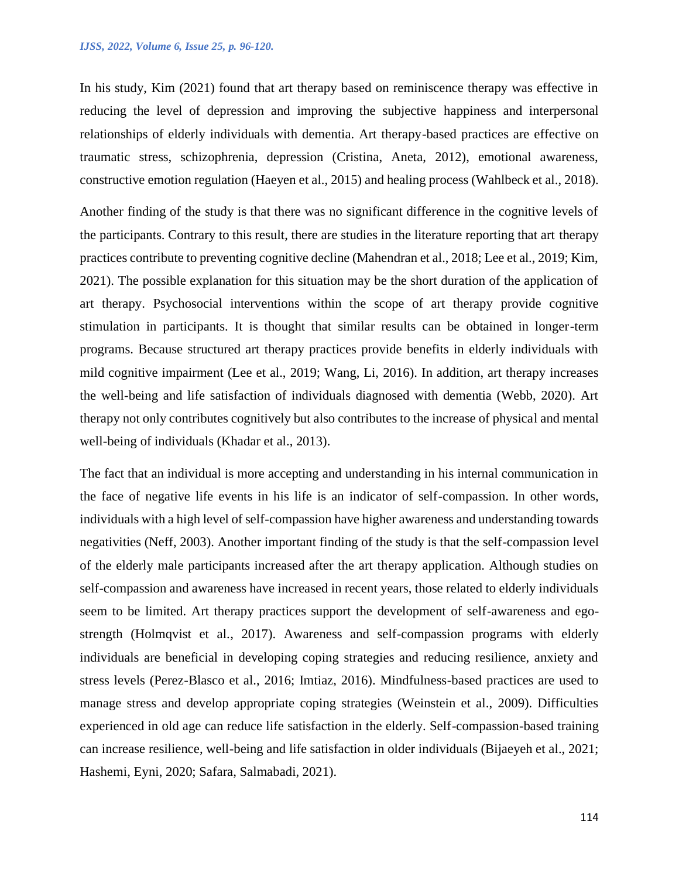In his study, Kim (2021) found that art therapy based on reminiscence therapy was effective in reducing the level of depression and improving the subjective happiness and interpersonal relationships of elderly individuals with dementia. Art therapy-based practices are effective on traumatic stress, schizophrenia, depression (Cristina, Aneta, 2012), emotional awareness, constructive emotion regulation (Haeyen et al., 2015) and healing process (Wahlbeck et al., 2018).

Another finding of the study is that there was no significant difference in the cognitive levels of the participants. Contrary to this result, there are studies in the literature reporting that art therapy practices contribute to preventing cognitive decline (Mahendran et al., 2018; Lee et al., 2019; Kim, 2021). The possible explanation for this situation may be the short duration of the application of art therapy. Psychosocial interventions within the scope of art therapy provide cognitive stimulation in participants. It is thought that similar results can be obtained in longer-term programs. Because structured art therapy practices provide benefits in elderly individuals with mild cognitive impairment (Lee et al., 2019; Wang, Li, 2016). In addition, art therapy increases the well-being and life satisfaction of individuals diagnosed with dementia (Webb, 2020). Art therapy not only contributes cognitively but also contributes to the increase of physical and mental well-being of individuals (Khadar et al., 2013).

The fact that an individual is more accepting and understanding in his internal communication in the face of negative life events in his life is an indicator of self-compassion. In other words, individuals with a high level of self-compassion have higher awareness and understanding towards negativities (Neff, 2003). Another important finding of the study is that the self-compassion level of the elderly male participants increased after the art therapy application. Although studies on self-compassion and awareness have increased in recent years, those related to elderly individuals seem to be limited. Art therapy practices support the development of self-awareness and ego-strength (Holmqvist et al., 2017). Awareness and self-compassion programs with elderly individuals are beneficial in developing coping strategies and reducing resilience, anxiety and stress levels (Perez-Blasco et al., 2016; Imtiaz, 2016). Mindfulness-based practices are used to manage stress and develop appropriate coping strategies (Weinstein et al., 2009). Difficulties experienced in old age can reduce life satisfaction in the elderly. Self-compassion-based training can increase resilience, well-being and life satisfaction in older individuals (Bijaeyeh et al., 2021; Hashemi, Eyni, 2020; Safara, Salmabadi, 2021).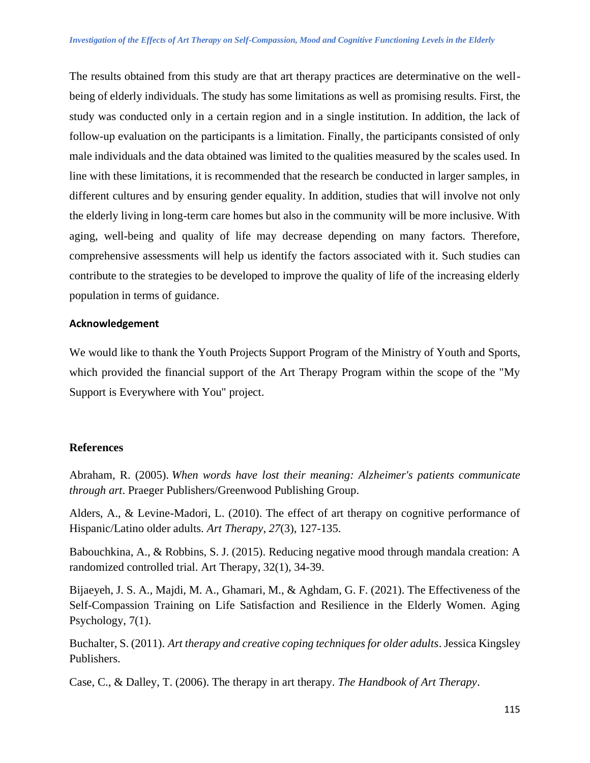The results obtained from this study are that art therapy practices are determinative on the well-being of elderly individuals. The study has some limitations as well as promising results. First, the study was conducted only in a certain region and in a single institution. In addition, the lack of follow-up evaluation on the participants is a limitation. Finally, the participants consisted of only male individuals and the data obtained was limited to the qualities measured by the scales used. In line with these limitations, it is recommended that the research be conducted in larger samples, in different cultures and by ensuring gender equality. In addition, studies that will involve not only the elderly living in long-term care homes but also in the community will be more inclusive. With aging, well-being and quality of life may decrease depending on many factors. Therefore, comprehensive assessments will help us identify the factors associated with it. Such studies can contribute to the strategies to be developed to improve the quality of life of the increasing elderly population in terms of guidance.

## Acknowledgement

We would like to thank the Youth Projects Support Program of the Ministry of Youth and Sports, which provided the financial support of the Art Therapy Program within the scope of the "My Support is Everywhere with You" project.

## References

Abraham, R. (2005). *When words have lost their meaning: Alzheimer's patients communicate through art*. Praeger Publishers/Greenwood Publishing Group.

Alders, A., & Levine-Madori, L. (2010). The effect of art therapy on cognitive performance of Hispanic/Latino older adults. *Art Therapy*, *27*(3), 127-135.

Babouchkina, A., & Robbins, S. J. (2015). Reducing negative mood through mandala creation: A randomized controlled trial. Art Therapy, 32(1), 34-39.

Bijaeyeh, J. S. A., Majdi, M. A., Ghamari, M., & Aghdam, G. F. (2021). The Effectiveness of the Self-Compassion Training on Life Satisfaction and Resilience in the Elderly Women. Aging Psychology, 7(1).

Buchalter, S. (2011). *Art therapy and creative coping techniques for older adults*. Jessica Kingsley Publishers.

Case, C., & Dalley, T. (2006). The therapy in art therapy. *The Handbook of Art Therapy*.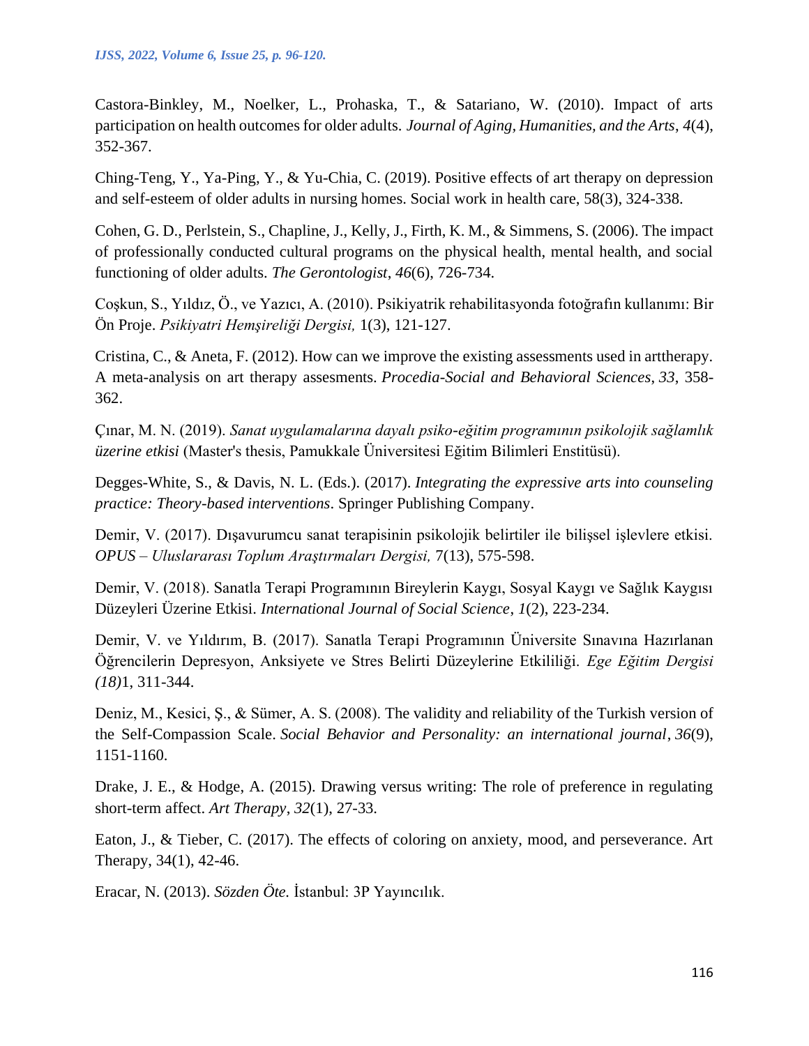Castora-Binkley, M., Noelker, L., Prohaska, T., & Satariano, W. (2010). Impact of arts participation on health outcomes for older adults. *Journal of Aging, Humanities, and the Arts*, *4*(4), 352-367.

Ching-Teng, Y., Ya-Ping, Y., & Yu-Chia, C. (2019). Positive effects of art therapy on depression and self-esteem of older adults in nursing homes. Social work in health care, 58(3), 324-338.

Cohen, G. D., Perlstein, S., Chapline, J., Kelly, J., Firth, K. M., & Simmens, S. (2006). The impact of professionally conducted cultural programs on the physical health, mental health, and social functioning of older adults. *The Gerontologist*, *46*(6), 726-734.

Coşkun, S., Yıldız, Ö., ve Yazıcı, A. (2010). Psikiyatrik rehabilitasyonda fotoğrafın kullanımı: Bir Ön Proje. *Psikiyatri Hemşireliği Dergisi,* 1(3), 121-127.

Cristina, C., & Aneta, F. (2012). How can we improve the existing assessments used in arttherapy. A meta-analysis on art therapy assesments. *Procedia-Social and Behavioral Sciences*, *33*, 358-362.

Çınar, M. N. (2019). *Sanat uygulamalarına dayalı psiko-eğitim programının psikolojik sağlamlık üzerine etkisi* (Master's thesis, Pamukkale Üniversitesi Eğitim Bilimleri Enstitüsü).

Degges-White, S., & Davis, N. L. (Eds.). (2017). *Integrating the expressive arts into counseling practice: Theory-based interventions*. Springer Publishing Company.

Demir, V. (2017). Dışavurumcu sanat terapisinin psikolojik belirtiler ile bilişsel işlevlere etkisi. *OPUS – Uluslararası Toplum Araştırmaları Dergisi,* 7(13), 575-598.

Demir, V. (2018). Sanatla Terapi Programının Bireylerin Kaygı, Sosyal Kaygı ve Sağlık Kaygısı Düzeyleri Üzerine Etkisi. *International Journal of Social Science*, *1*(2), 223-234.

Demir, V. ve Yıldırım, B. (2017). Sanatla Terapi Programının Üniversite Sınavına Hazırlanan Öğrencilerin Depresyon, Anksiyete ve Stres Belirti Düzeylerine Etkililiği. *Ege Eğitim Dergisi (18)*1, 311-344.

Deniz, M., Kesici, Ş., & Sümer, A. S. (2008). The validity and reliability of the Turkish version of the Self-Compassion Scale. *Social Behavior and Personality: an international journal*, *36*(9), 1151-1160.

Drake, J. E., & Hodge, A. (2015). Drawing versus writing: The role of preference in regulating short-term affect. *Art Therapy*, *32*(1), 27-33.

Eaton, J., & Tieber, C. (2017). The effects of coloring on anxiety, mood, and perseverance. Art Therapy, 34(1), 42-46.

Eracar, N. (2013). *Sözden Öte.* İstanbul: 3P Yayıncılık.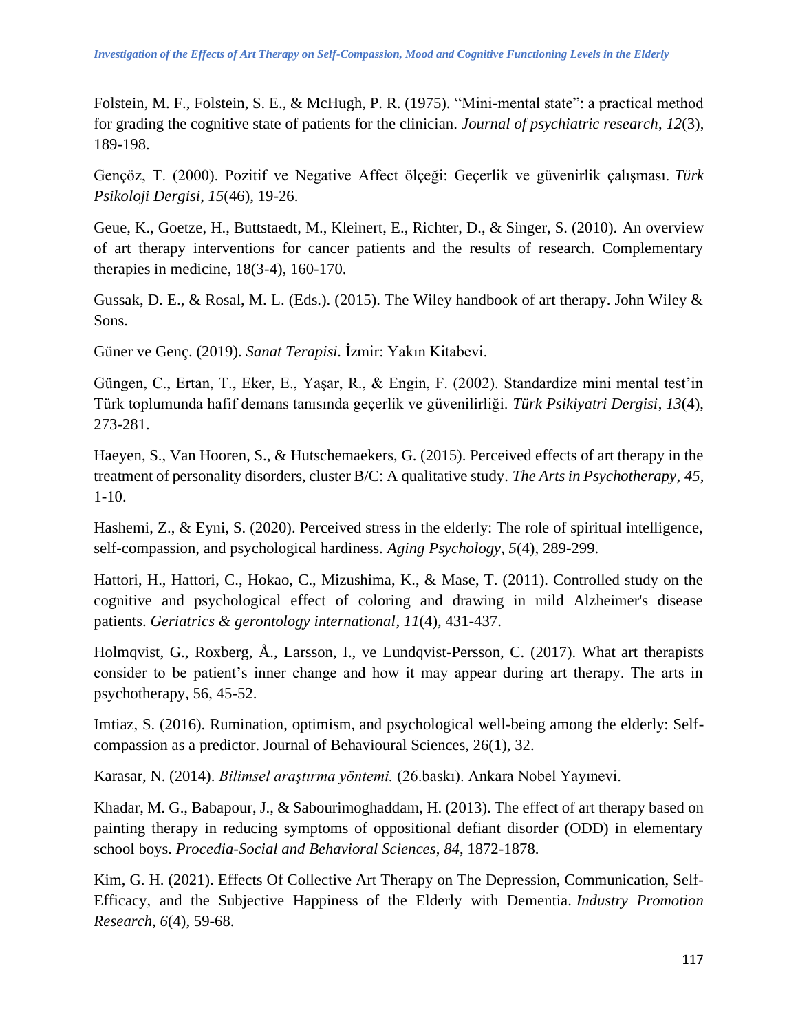Folstein, M. F., Folstein, S. E., & McHugh, P. R. (1975). "Mini-mental state": a practical method for grading the cognitive state of patients for the clinician. *Journal of psychiatric research*, *12*(3), 189-198.

Gençöz, T. (2000). Pozitif ve Negative Affect ölçeği: Geçerlik ve güvenirlik çalışması. *Türk Psikoloji Dergisi*, *15*(46), 19-26.

Geue, K., Goetze, H., Buttstaedt, M., Kleinert, E., Richter, D., & Singer, S. (2010). An overview of art therapy interventions for cancer patients and the results of research. Complementary therapies in medicine, 18(3-4), 160-170.

Gussak, D. E., & Rosal, M. L. (Eds.). (2015). The Wiley handbook of art therapy. John Wiley & Sons.

Güner ve Genç. (2019). *Sanat Terapisi.* İzmir: Yakın Kitabevi.

Güngen, C., Ertan, T., Eker, E., Yaşar, R., & Engin, F. (2002). Standardize mini mental test'in Türk toplumunda hafif demans tanısında geçerlik ve güvenilirliği. *Türk Psikiyatri Dergisi*, *13*(4), 273-281.

Haeyen, S., Van Hooren, S., & Hutschemaekers, G. (2015). Perceived effects of art therapy in the treatment of personality disorders, cluster B/C: A qualitative study. *The Arts in Psychotherapy*, *45*, 1-10.

Hashemi, Z., & Eyni, S. (2020). Perceived stress in the elderly: The role of spiritual intelligence, self-compassion, and psychological hardiness. *Aging Psychology*, *5*(4), 289-299.

Hattori, H., Hattori, C., Hokao, C., Mizushima, K., & Mase, T. (2011). Controlled study on the cognitive and psychological effect of coloring and drawing in mild Alzheimer's disease patients. *Geriatrics & gerontology international*, *11*(4), 431-437.

Holmqvist, G., Roxberg, Å., Larsson, I., ve Lundqvist-Persson, C. (2017). What art therapists consider to be patient's inner change and how it may appear during art therapy. The arts in psychotherapy, 56, 45-52.

Imtiaz, S. (2016). Rumination, optimism, and psychological well-being among the elderly: Self-compassion as a predictor. Journal of Behavioural Sciences, 26(1), 32.

Karasar, N. (2014). *Bilimsel araştırma yöntemi.* (26.baskı). Ankara Nobel Yayınevi.

Khadar, M. G., Babapour, J., & Sabourimoghaddam, H. (2013). The effect of art therapy based on painting therapy in reducing symptoms of oppositional defiant disorder (ODD) in elementary school boys. *Procedia-Social and Behavioral Sciences*, *84*, 1872-1878.

Kim, G. H. (2021). Effects Of Collective Art Therapy on The Depression, Communication, Self-Efficacy, and the Subjective Happiness of the Elderly with Dementia. *Industry Promotion Research*, *6*(4), 59-68.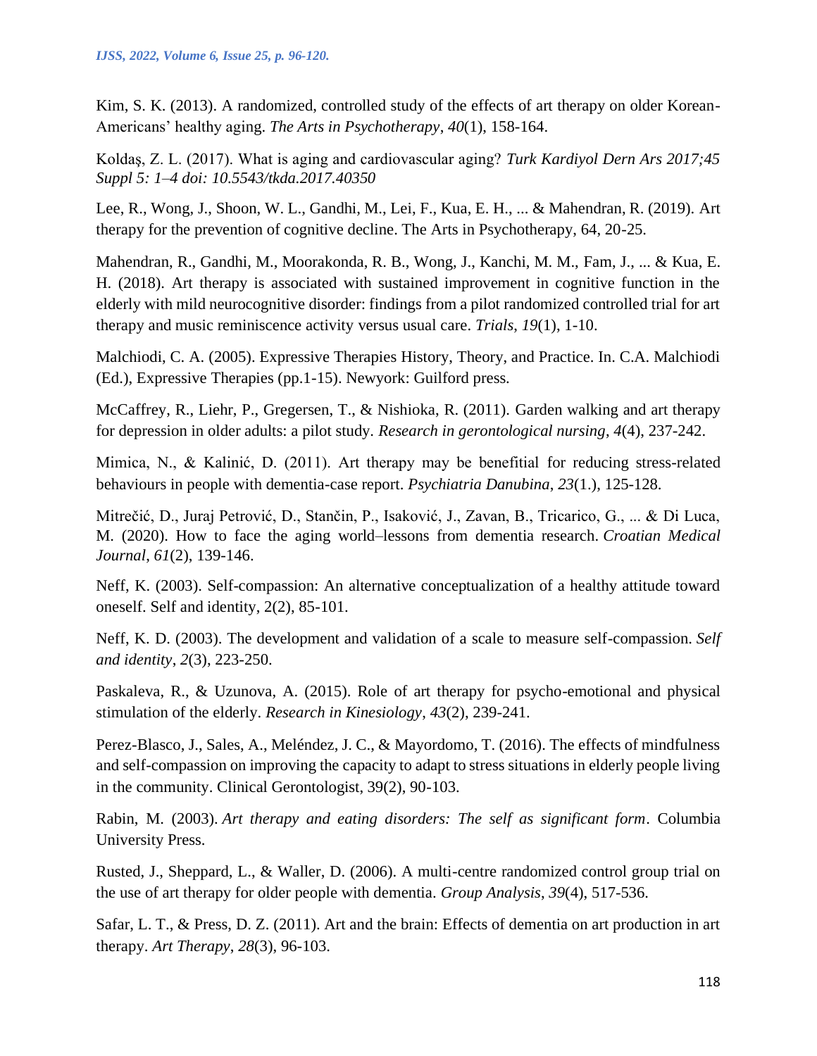Kim, S. K. (2013). A randomized, controlled study of the effects of art therapy on older Korean-Americans' healthy aging. *The Arts in Psychotherapy*, *40*(1), 158-164.

Koldaş, Z. L. (2017). What is aging and cardiovascular aging? *Turk Kardiyol Dern Ars 2017;45 Suppl 5: 1–4 doi: 10.5543/tkda.2017.40350*

Lee, R., Wong, J., Shoon, W. L., Gandhi, M., Lei, F., Kua, E. H., ... & Mahendran, R. (2019). Art therapy for the prevention of cognitive decline. The Arts in Psychotherapy, 64, 20-25.

Mahendran, R., Gandhi, M., Moorakonda, R. B., Wong, J., Kanchi, M. M., Fam, J., ... & Kua, E. H. (2018). Art therapy is associated with sustained improvement in cognitive function in the elderly with mild neurocognitive disorder: findings from a pilot randomized controlled trial for art therapy and music reminiscence activity versus usual care. *Trials*, *19*(1), 1-10.

Malchiodi, C. A. (2005). Expressive Therapies History, Theory, and Practice. In. C.A. Malchiodi (Ed.), Expressive Therapies (pp.1-15). Newyork: Guilford press.

McCaffrey, R., Liehr, P., Gregersen, T., & Nishioka, R. (2011). Garden walking and art therapy for depression in older adults: a pilot study. *Research in gerontological nursing*, *4*(4), 237-242.

Mimica, N., & Kalinić, D. (2011). Art therapy may be benefitial for reducing stress-related behaviours in people with dementia-case report. *Psychiatria Danubina*, *23*(1.), 125-128.

Mitrečić, D., Juraj Petrović, D., Stančin, P., Isaković, J., Zavan, B., Tricarico, G., ... & Di Luca, M. (2020). How to face the aging world–lessons from dementia research. *Croatian Medical Journal*, *61*(2), 139-146.

Neff, K. (2003). Self-compassion: An alternative conceptualization of a healthy attitude toward oneself. Self and identity, 2(2), 85-101.

Neff, K. D. (2003). The development and validation of a scale to measure self-compassion. *Self and identity*, *2*(3), 223-250.

Paskaleva, R., & Uzunova, A. (2015). Role of art therapy for psycho-emotional and physical stimulation of the elderly. *Research in Kinesiology*, *43*(2), 239-241.

Perez-Blasco, J., Sales, A., Meléndez, J. C., & Mayordomo, T. (2016). The effects of mindfulness and self-compassion on improving the capacity to adapt to stress situations in elderly people living in the community. Clinical Gerontologist, 39(2), 90-103.

Rabin, M. (2003). *Art therapy and eating disorders: The self as significant form*. Columbia University Press.

Rusted, J., Sheppard, L., & Waller, D. (2006). A multi-centre randomized control group trial on the use of art therapy for older people with dementia. *Group Analysis*, *39*(4), 517-536.

Safar, L. T., & Press, D. Z. (2011). Art and the brain: Effects of dementia on art production in art therapy. *Art Therapy*, *28*(3), 96-103.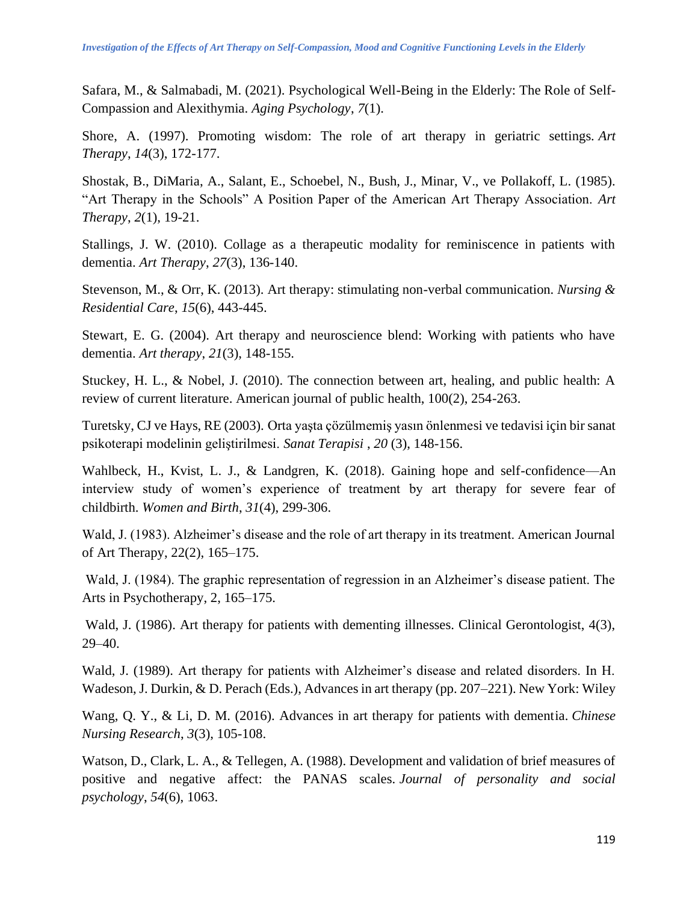Safara, M., & Salmabadi, M. (2021). Psychological Well-Being in the Elderly: The Role of Self-Compassion and Alexithymia. *Aging Psychology*, *7*(1).

Shore, A. (1997). Promoting wisdom: The role of art therapy in geriatric settings. *Art Therapy*, *14*(3), 172-177.

Shostak, B., DiMaria, A., Salant, E., Schoebel, N., Bush, J., Minar, V., ve Pollakoff, L. (1985). "Art Therapy in the Schools" A Position Paper of the American Art Therapy Association. *Art Therapy*, *2*(1), 19-21.

Stallings, J. W. (2010). Collage as a therapeutic modality for reminiscence in patients with dementia. *Art Therapy*, *27*(3), 136-140.

Stevenson, M., & Orr, K. (2013). Art therapy: stimulating non-verbal communication. *Nursing & Residential Care*, *15*(6), 443-445.

Stewart, E. G. (2004). Art therapy and neuroscience blend: Working with patients who have dementia. *Art therapy*, *21*(3), 148-155.

Stuckey, H. L., & Nobel, J. (2010). The connection between art, healing, and public health: A review of current literature. American journal of public health, 100(2), 254-263.

Turetsky, CJ ve Hays, RE (2003). Orta yaşta çözülmemiş yasın önlenmesi ve tedavisi için bir sanat psikoterapi modelinin geliştirilmesi. *Sanat Terapisi* , *20* (3), 148-156.

Wahlbeck, H., Kvist, L. J., & Landgren, K. (2018). Gaining hope and self-confidence—An interview study of women's experience of treatment by art therapy for severe fear of childbirth. *Women and Birth*, *31*(4), 299-306.

Wald, J. (1983). Alzheimer's disease and the role of art therapy in its treatment. American Journal of Art Therapy, 22(2), 165–175.

Wald, J. (1984). The graphic representation of regression in an Alzheimer's disease patient. The Arts in Psychotherapy, 2, 165–175.

Wald, J. (1986). Art therapy for patients with dementing illnesses. Clinical Gerontologist, 4(3), 29–40.

Wald, J. (1989). Art therapy for patients with Alzheimer's disease and related disorders. In H. Wadeson, J. Durkin, & D. Perach (Eds.), Advances in art therapy (pp. 207–221). New York: Wiley

Wang, Q. Y., & Li, D. M. (2016). Advances in art therapy for patients with dementia. *Chinese Nursing Research*, *3*(3), 105-108.

Watson, D., Clark, L. A., & Tellegen, A. (1988). Development and validation of brief measures of positive and negative affect: the PANAS scales. *Journal of personality and social psychology*, *54*(6), 1063.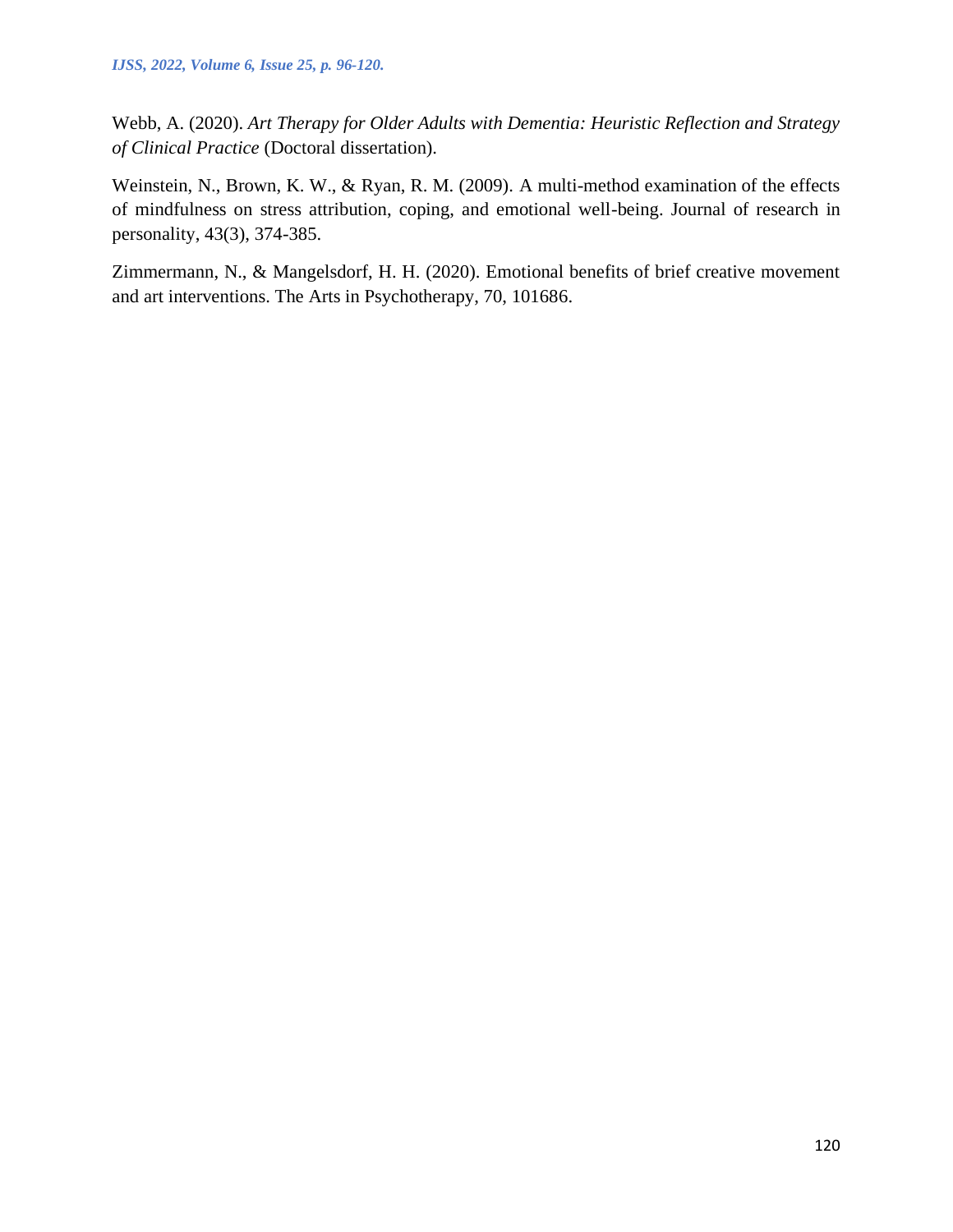Webb, A. (2020). *Art Therapy for Older Adults with Dementia: Heuristic Reflection and Strategy of Clinical Practice* (Doctoral dissertation).

Weinstein, N., Brown, K. W., & Ryan, R. M. (2009). A multi-method examination of the effects of mindfulness on stress attribution, coping, and emotional well-being. Journal of research in personality, 43(3), 374-385.

Zimmermann, N., & Mangelsdorf, H. H. (2020). Emotional benefits of brief creative movement and art interventions. The Arts in Psychotherapy, 70, 101686.